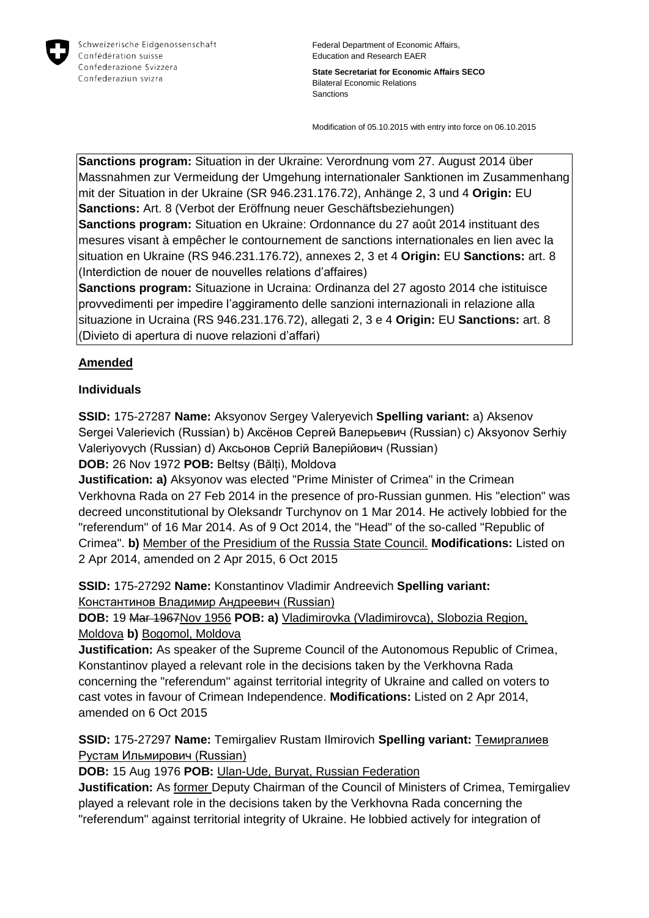Schweizerische Eidgenossenschaft
Confédération suisse
Confederazione Svizzera
Confederaziun svizra

Federal Department of Economic Affairs, Education and Research EAER

**State Secretariat for Economic Affairs SECO**
Bilateral Economic Relations
Sanctions

Modification of 05.10.2015 with entry into force on 06.10.2015

**Sanctions program:** Situation in der Ukraine: Verordnung vom 27. August 2014 über Massnahmen zur Vermeidung der Umgehung internationaler Sanktionen im Zusammenhang mit der Situation in der Ukraine (SR 946.231.176.72), Anhänge 2, 3 und 4 **Origin:** EU **Sanctions:** Art. 8 (Verbot der Eröffnung neuer Geschäftsbeziehungen)
**Sanctions program:** Situation en Ukraine: Ordonnance du 27 août 2014 instituant des mesures visant à empêcher le contournement de sanctions internationales en lien avec la situation en Ukraine (RS 946.231.176.72), annexes 2, 3 et 4 **Origin:** EU **Sanctions:** art. 8 (Interdiction de nouer de nouvelles relations d'affaires)
**Sanctions program:** Situazione in Ucraina: Ordinanza del 27 agosto 2014 che istituisce provvedimenti per impedire l'aggiramento delle sanzioni internazionali in relazione alla situazione in Ucraina (RS 946.231.176.72), allegati 2, 3 e 4 **Origin:** EU **Sanctions:** art. 8 (Divieto di apertura di nuove relazioni d'affari)

## Amended

### Individuals

**SSID:** 175-27287 **Name:** Aksyonov Sergey Valeryevich **Spelling variant:** a) Aksenov Sergei Valerievich (Russian) b) Аксёнов Сергей Валерьевич (Russian) c) Aksyonov Serhiy Valeriyovych (Russian) d) Аксьонов Сергій Валерійович (Russian)
**DOB:** 26 Nov 1972 **POB:** Beltsy (Bălți), Moldova
**Justification: a)** Aksyonov was elected "Prime Minister of Crimea" in the Crimean Verkhovna Rada on 27 Feb 2014 in the presence of pro-Russian gunmen. His "election" was decreed unconstitutional by Oleksandr Turchynov on 1 Mar 2014. He actively lobbied for the "referendum" of 16 Mar 2014. As of 9 Oct 2014, the "Head" of the so-called "Republic of Crimea". **b)** Member of the Presidium of the Russia State Council. **Modifications:** Listed on 2 Apr 2014, amended on 2 Apr 2015, 6 Oct 2015

**SSID:** 175-27292 **Name:** Konstantinov Vladimir Andreevich **Spelling variant:** Константинов Владимир Андреевич (Russian)
**DOB:** 19 ~~Mar 1967~~Nov 1956 **POB: a)** Vladimirovka (Vladimirovca), Slobozia Region, Moldova **b)** Bogomol, Moldova
**Justification:** As speaker of the Supreme Council of the Autonomous Republic of Crimea, Konstantinov played a relevant role in the decisions taken by the Verkhovna Rada concerning the "referendum" against territorial integrity of Ukraine and called on voters to cast votes in favour of Crimean Independence. **Modifications:** Listed on 2 Apr 2014, amended on 6 Oct 2015

**SSID:** 175-27297 **Name:** Temirgaliev Rustam Ilmirovich **Spelling variant:** Темиргалиев Рустам Ильмирович (Russian)
**DOB:** 15 Aug 1976 **POB:** Ulan-Ude, Buryat, Russian Federation
**Justification:** As former Deputy Chairman of the Council of Ministers of Crimea, Temirgaliev played a relevant role in the decisions taken by the Verkhovna Rada concerning the "referendum" against territorial integrity of Ukraine. He lobbied actively for integration of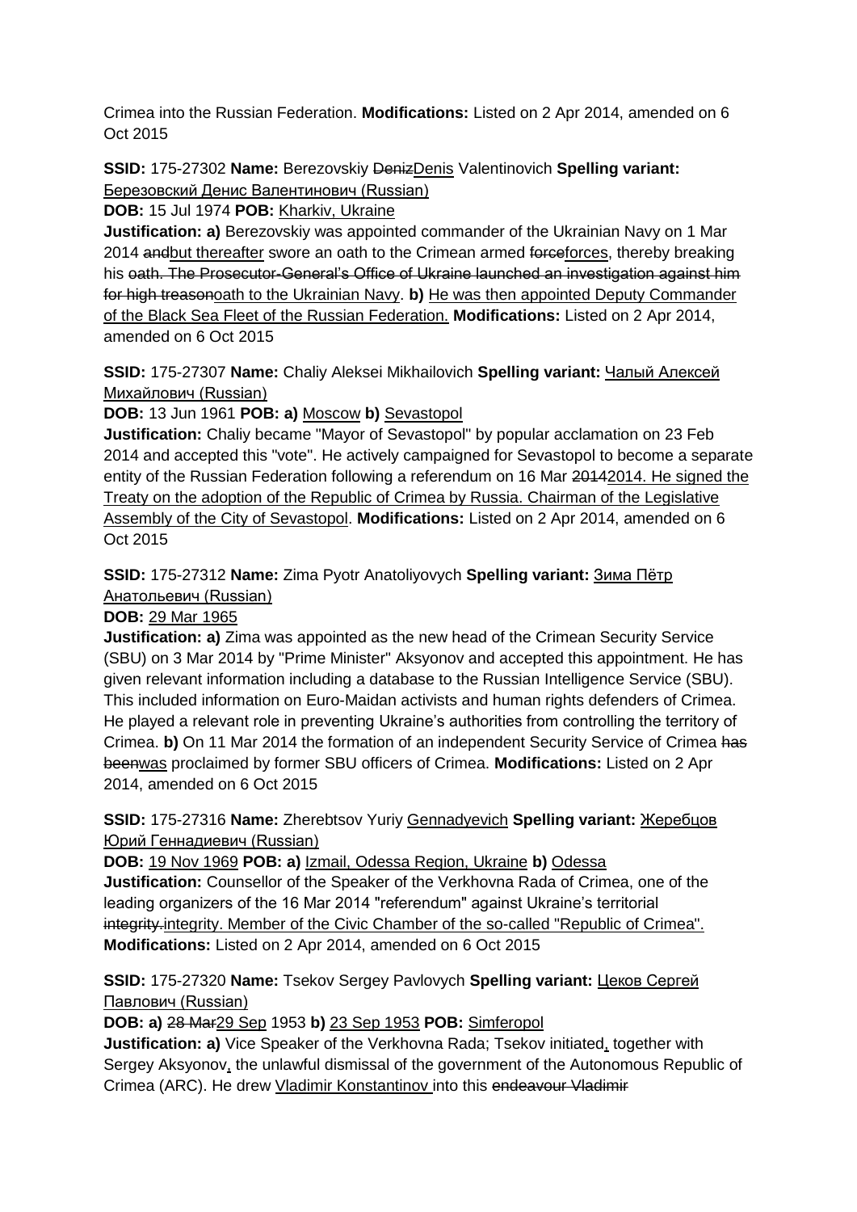Crimea into the Russian Federation. **Modifications:** Listed on 2 Apr 2014, amended on 6 Oct 2015

**SSID:** 175-27302 **Name:** Berezovskiy ~~Deniz~~Denis Valentinovich **Spelling variant:** Березовский Денис Валентинович (Russian)

**DOB:** 15 Jul 1974 **POB:** Kharkiv, Ukraine

**Justification: a)** Berezovskiy was appointed commander of the Ukrainian Navy on 1 Mar 2014 ~~and~~but thereafter swore an oath to the Crimean armed ~~force~~forces, thereby breaking his ~~oath. The Prosecutor-General's Office of Ukraine launched an investigation against him for high treason~~oath to the Ukrainian Navy. **b)** He was then appointed Deputy Commander of the Black Sea Fleet of the Russian Federation. **Modifications:** Listed on 2 Apr 2014, amended on 6 Oct 2015

**SSID:** 175-27307 **Name:** Chaliy Aleksei Mikhailovich **Spelling variant:** Чалый Алексей Михайлович (Russian)

**DOB:** 13 Jun 1961 **POB: a)** Moscow **b)** Sevastopol

**Justification:** Chaliy became "Mayor of Sevastopol" by popular acclamation on 23 Feb 2014 and accepted this "vote". He actively campaigned for Sevastopol to become a separate entity of the Russian Federation following a referendum on 16 Mar ~~2014~~2014. He signed the Treaty on the adoption of the Republic of Crimea by Russia. Chairman of the Legislative Assembly of the City of Sevastopol. **Modifications:** Listed on 2 Apr 2014, amended on 6 Oct 2015

**SSID:** 175-27312 **Name:** Zima Pyotr Anatoliyovych **Spelling variant:** Зима Пётр Анатольевич (Russian)

**DOB:** 29 Mar 1965

**Justification: a)** Zima was appointed as the new head of the Crimean Security Service (SBU) on 3 Mar 2014 by "Prime Minister" Aksyonov and accepted this appointment. He has given relevant information including a database to the Russian Intelligence Service (SBU). This included information on Euro-Maidan activists and human rights defenders of Crimea. He played a relevant role in preventing Ukraine's authorities from controlling the territory of Crimea. **b)** On 11 Mar 2014 the formation of an independent Security Service of Crimea ~~has been~~was proclaimed by former SBU officers of Crimea. **Modifications:** Listed on 2 Apr 2014, amended on 6 Oct 2015

**SSID:** 175-27316 **Name:** Zherebtsov Yuriy Gennadyevich **Spelling variant:** Жеребцов Юрий Геннадиевич (Russian)

**DOB:** 19 Nov 1969 **POB: a)** Izmail, Odessa Region, Ukraine **b)** Odessa

**Justification:** Counsellor of the Speaker of the Verkhovna Rada of Crimea, one of the leading organizers of the 16 Mar 2014 "referendum" against Ukraine's territorial ~~integrity.~~integrity. Member of the Civic Chamber of the so-called "Republic of Crimea". **Modifications:** Listed on 2 Apr 2014, amended on 6 Oct 2015

**SSID:** 175-27320 **Name:** Tsekov Sergey Pavlovych **Spelling variant:** Цеков Сергей Павлович (Russian)

**DOB: a)** ~~28 Mar~~29 Sep 1953 **b)** 23 Sep 1953 **POB:** Simferopol

**Justification: a)** Vice Speaker of the Verkhovna Rada; Tsekov initiated, together with Sergey Aksyonov, the unlawful dismissal of the government of the Autonomous Republic of Crimea (ARC). He drew Vladimir Konstantinov into this ~~endeavour Vladimir~~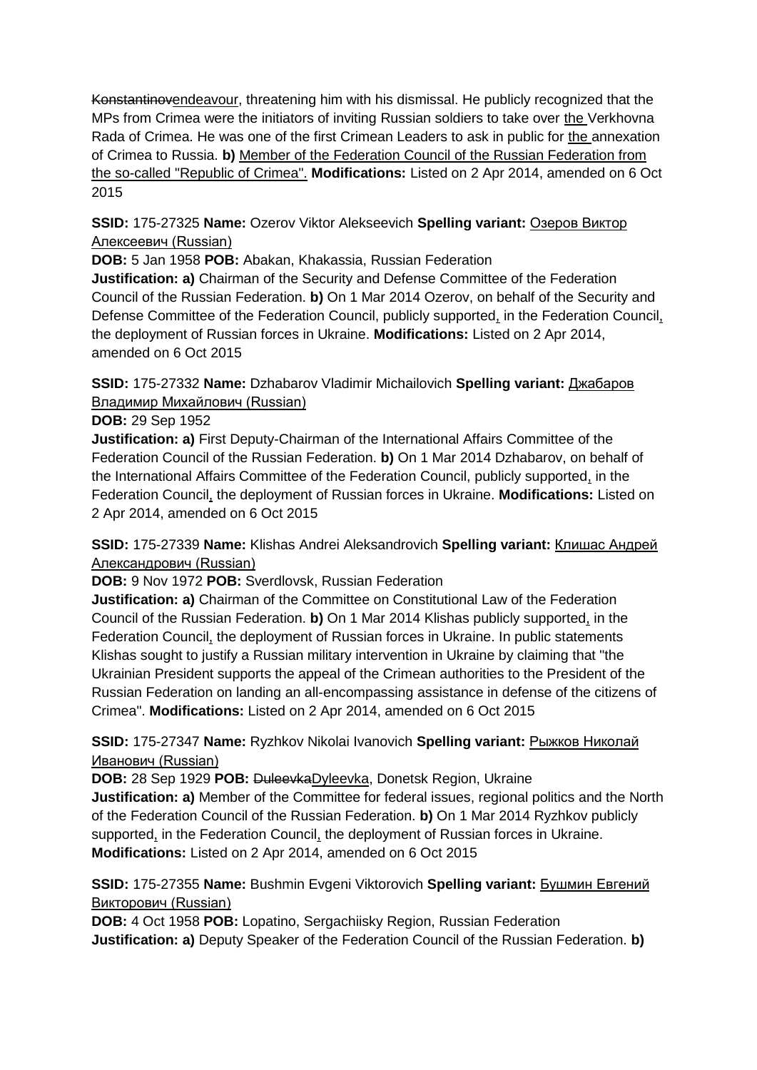~~Konstantinov~~endeavour, threatening him with his dismissal. He publicly recognized that the MPs from Crimea were the initiators of inviting Russian soldiers to take over the Verkhovna Rada of Crimea. He was one of the first Crimean Leaders to ask in public for the annexation of Crimea to Russia. **b)** Member of the Federation Council of the Russian Federation from the so-called "Republic of Crimea". **Modifications:** Listed on 2 Apr 2014, amended on 6 Oct 2015

**SSID:** 175-27325 **Name:** Ozerov Viktor Alekseevich **Spelling variant:** Озеров Виктор Алексеевич (Russian)
**DOB:** 5 Jan 1958 **POB:** Abakan, Khakassia, Russian Federation
**Justification: a)** Chairman of the Security and Defense Committee of the Federation Council of the Russian Federation. **b)** On 1 Mar 2014 Ozerov, on behalf of the Security and Defense Committee of the Federation Council, publicly supported, in the Federation Council, the deployment of Russian forces in Ukraine. **Modifications:** Listed on 2 Apr 2014, amended on 6 Oct 2015

**SSID:** 175-27332 **Name:** Dzhabarov Vladimir Michailovich **Spelling variant:** Джабаров Владимир Михайлович (Russian)
**DOB:** 29 Sep 1952
**Justification: a)** First Deputy-Chairman of the International Affairs Committee of the Federation Council of the Russian Federation. **b)** On 1 Mar 2014 Dzhabarov, on behalf of the International Affairs Committee of the Federation Council, publicly supported, in the Federation Council, the deployment of Russian forces in Ukraine. **Modifications:** Listed on 2 Apr 2014, amended on 6 Oct 2015

**SSID:** 175-27339 **Name:** Klishas Andrei Aleksandrovich **Spelling variant:** Клишас Андрей Александрович (Russian)
**DOB:** 9 Nov 1972 **POB:** Sverdlovsk, Russian Federation
**Justification: a)** Chairman of the Committee on Constitutional Law of the Federation Council of the Russian Federation. **b)** On 1 Mar 2014 Klishas publicly supported, in the Federation Council, the deployment of Russian forces in Ukraine. In public statements Klishas sought to justify a Russian military intervention in Ukraine by claiming that "the Ukrainian President supports the appeal of the Crimean authorities to the President of the Russian Federation on landing an all-encompassing assistance in defense of the citizens of Crimea". **Modifications:** Listed on 2 Apr 2014, amended on 6 Oct 2015

**SSID:** 175-27347 **Name:** Ryzhkov Nikolai Ivanovich **Spelling variant:** Рыжков Николай Иванович (Russian)
**DOB:** 28 Sep 1929 **POB:** ~~Duleevka~~Dyleevka, Donetsk Region, Ukraine
**Justification: a)** Member of the Committee for federal issues, regional politics and the North of the Federation Council of the Russian Federation. **b)** On 1 Mar 2014 Ryzhkov publicly supported, in the Federation Council, the deployment of Russian forces in Ukraine. **Modifications:** Listed on 2 Apr 2014, amended on 6 Oct 2015

**SSID:** 175-27355 **Name:** Bushmin Evgeni Viktorovich **Spelling variant:** Бушмин Евгений Викторович (Russian)
**DOB:** 4 Oct 1958 **POB:** Lopatino, Sergachiisky Region, Russian Federation
**Justification: a)** Deputy Speaker of the Federation Council of the Russian Federation. **b)**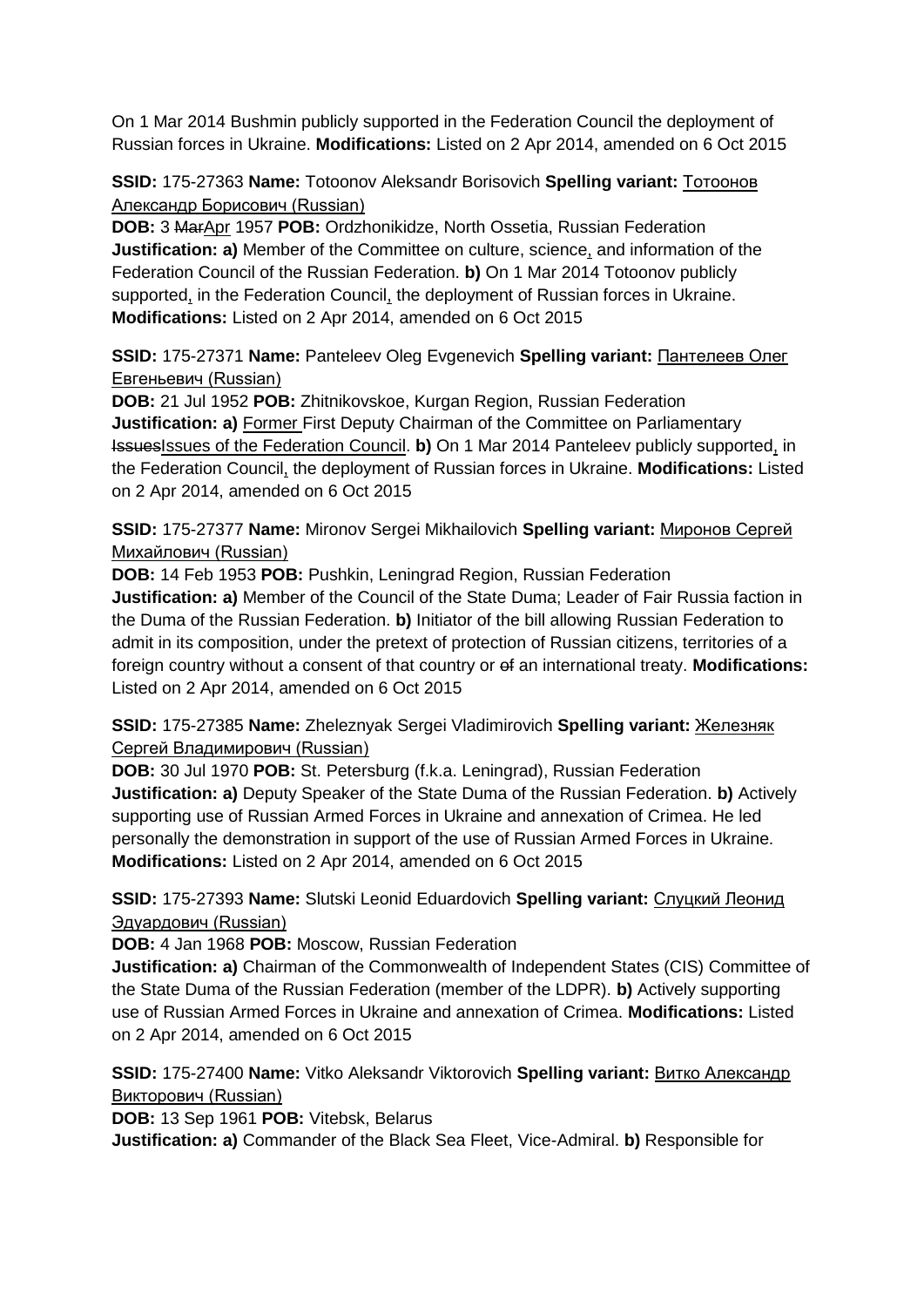On 1 Mar 2014 Bushmin publicly supported in the Federation Council the deployment of Russian forces in Ukraine. **Modifications:** Listed on 2 Apr 2014, amended on 6 Oct 2015

**SSID:** 175-27363 **Name:** Totoonov Aleksandr Borisovich **Spelling variant:** Тотоонов Александр Борисович (Russian)
**DOB:** 3 ~~Mar~~Apr 1957 **POB:** Ordzhonikidze, North Ossetia, Russian Federation
**Justification: a)** Member of the Committee on culture, science, and information of the Federation Council of the Russian Federation. **b)** On 1 Mar 2014 Totoonov publicly supported, in the Federation Council, the deployment of Russian forces in Ukraine. **Modifications:** Listed on 2 Apr 2014, amended on 6 Oct 2015

**SSID:** 175-27371 **Name:** Panteleev Oleg Evgenevich **Spelling variant:** Пантелеев Олег Евгеньевич (Russian)
**DOB:** 21 Jul 1952 **POB:** Zhitnikovskoe, Kurgan Region, Russian Federation
**Justification: a)** Former First Deputy Chairman of the Committee on Parliamentary ~~Issues~~Issues of the Federation Council. **b)** On 1 Mar 2014 Panteleev publicly supported, in the Federation Council, the deployment of Russian forces in Ukraine. **Modifications:** Listed on 2 Apr 2014, amended on 6 Oct 2015

**SSID:** 175-27377 **Name:** Mironov Sergei Mikhailovich **Spelling variant:** Миронов Сергей Михайлович (Russian)
**DOB:** 14 Feb 1953 **POB:** Pushkin, Leningrad Region, Russian Federation
**Justification: a)** Member of the Council of the State Duma; Leader of Fair Russia faction in the Duma of the Russian Federation. **b)** Initiator of the bill allowing Russian Federation to admit in its composition, under the pretext of protection of Russian citizens, territories of a foreign country without a consent of that country or ~~of~~ an international treaty. **Modifications:** Listed on 2 Apr 2014, amended on 6 Oct 2015

**SSID:** 175-27385 **Name:** Zheleznyak Sergei Vladimirovich **Spelling variant:** Железняк Сергей Владимирович (Russian)
**DOB:** 30 Jul 1970 **POB:** St. Petersburg (f.k.a. Leningrad), Russian Federation
**Justification: a)** Deputy Speaker of the State Duma of the Russian Federation. **b)** Actively supporting use of Russian Armed Forces in Ukraine and annexation of Crimea. He led personally the demonstration in support of the use of Russian Armed Forces in Ukraine. **Modifications:** Listed on 2 Apr 2014, amended on 6 Oct 2015

**SSID:** 175-27393 **Name:** Slutski Leonid Eduardovich **Spelling variant:** Слуцкий Леонид Эдуардович (Russian)
**DOB:** 4 Jan 1968 **POB:** Moscow, Russian Federation
**Justification: a)** Chairman of the Commonwealth of Independent States (CIS) Committee of the State Duma of the Russian Federation (member of the LDPR). **b)** Actively supporting use of Russian Armed Forces in Ukraine and annexation of Crimea. **Modifications:** Listed on 2 Apr 2014, amended on 6 Oct 2015

**SSID:** 175-27400 **Name:** Vitko Aleksandr Viktorovich **Spelling variant:** Витко Александр Викторович (Russian)
**DOB:** 13 Sep 1961 **POB:** Vitebsk, Belarus
**Justification: a)** Commander of the Black Sea Fleet, Vice-Admiral. **b)** Responsible for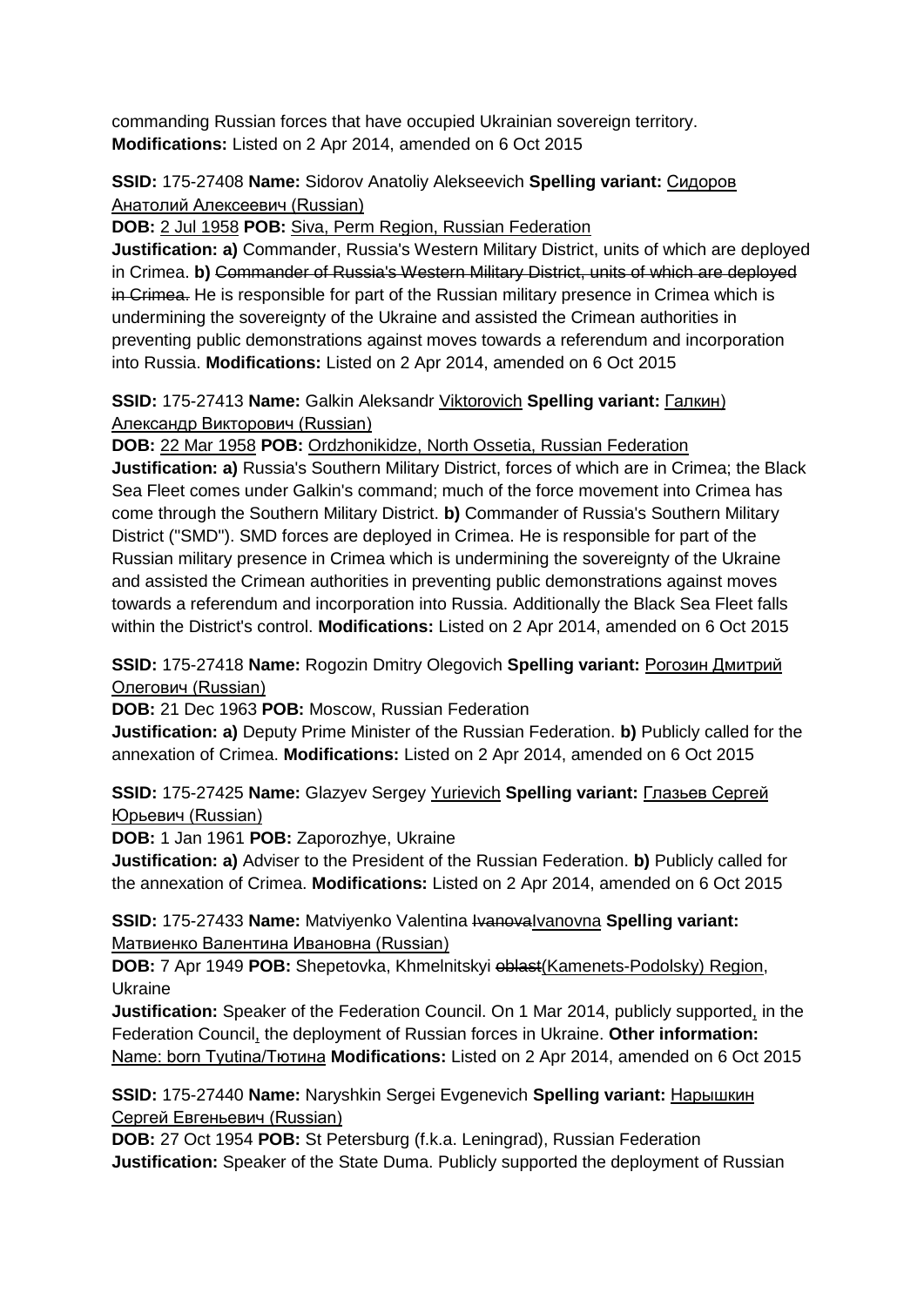commanding Russian forces that have occupied Ukrainian sovereign territory. **Modifications:** Listed on 2 Apr 2014, amended on 6 Oct 2015

**SSID:** 175-27408 **Name:** Sidorov Anatoliy Alekseevich **Spelling variant:** Сидоров Анатолий Алексеевич (Russian)

**DOB:** 2 Jul 1958 **POB:** Siva, Perm Region, Russian Federation

**Justification: a)** Commander, Russia's Western Military District, units of which are deployed in Crimea. **b)** ~~Commander of Russia's Western Military District, units of which are deployed in Crimea.~~ He is responsible for part of the Russian military presence in Crimea which is undermining the sovereignty of the Ukraine and assisted the Crimean authorities in preventing public demonstrations against moves towards a referendum and incorporation into Russia. **Modifications:** Listed on 2 Apr 2014, amended on 6 Oct 2015

**SSID:** 175-27413 **Name:** Galkin Aleksandr Viktorovich **Spelling variant:** Галкин) Александр Викторович (Russian)

**DOB:** 22 Mar 1958 **POB:** Ordzhonikidze, North Ossetia, Russian Federation

**Justification: a)** Russia's Southern Military District, forces of which are in Crimea; the Black Sea Fleet comes under Galkin's command; much of the force movement into Crimea has come through the Southern Military District. **b)** Commander of Russia's Southern Military District ("SMD"). SMD forces are deployed in Crimea. He is responsible for part of the Russian military presence in Crimea which is undermining the sovereignty of the Ukraine and assisted the Crimean authorities in preventing public demonstrations against moves towards a referendum and incorporation into Russia. Additionally the Black Sea Fleet falls within the District's control. **Modifications:** Listed on 2 Apr 2014, amended on 6 Oct 2015

**SSID:** 175-27418 **Name:** Rogozin Dmitry Olegovich **Spelling variant:** Рогозин Дмитрий Олегович (Russian)

**DOB:** 21 Dec 1963 **POB:** Moscow, Russian Federation

**Justification: a)** Deputy Prime Minister of the Russian Federation. **b)** Publicly called for the annexation of Crimea. **Modifications:** Listed on 2 Apr 2014, amended on 6 Oct 2015

**SSID:** 175-27425 **Name:** Glazyev Sergey Yurievich **Spelling variant:** Глазьев Сергей Юрьевич (Russian)

**DOB:** 1 Jan 1961 **POB:** Zaporozhye, Ukraine

**Justification: a)** Adviser to the President of the Russian Federation. **b)** Publicly called for the annexation of Crimea. **Modifications:** Listed on 2 Apr 2014, amended on 6 Oct 2015

**SSID:** 175-27433 **Name:** Matviyenko Valentina ~~Ivanova~~Ivanovna **Spelling variant:** Матвиенко Валентина Ивановна (Russian)

**DOB:** 7 Apr 1949 **POB:** Shepetovka, Khmelnitskyi ~~oblast~~(Kamenets-Podolsky) Region, Ukraine

**Justification:** Speaker of the Federation Council. On 1 Mar 2014, publicly supported, in the Federation Council, the deployment of Russian forces in Ukraine. **Other information:** Name: born Tyutina/Тютина **Modifications:** Listed on 2 Apr 2014, amended on 6 Oct 2015

**SSID:** 175-27440 **Name:** Naryshkin Sergei Evgenevich **Spelling variant:** Нарышкин Сергей Евгеньевич (Russian)

**DOB:** 27 Oct 1954 **POB:** St Petersburg (f.k.a. Leningrad), Russian Federation

**Justification:** Speaker of the State Duma. Publicly supported the deployment of Russian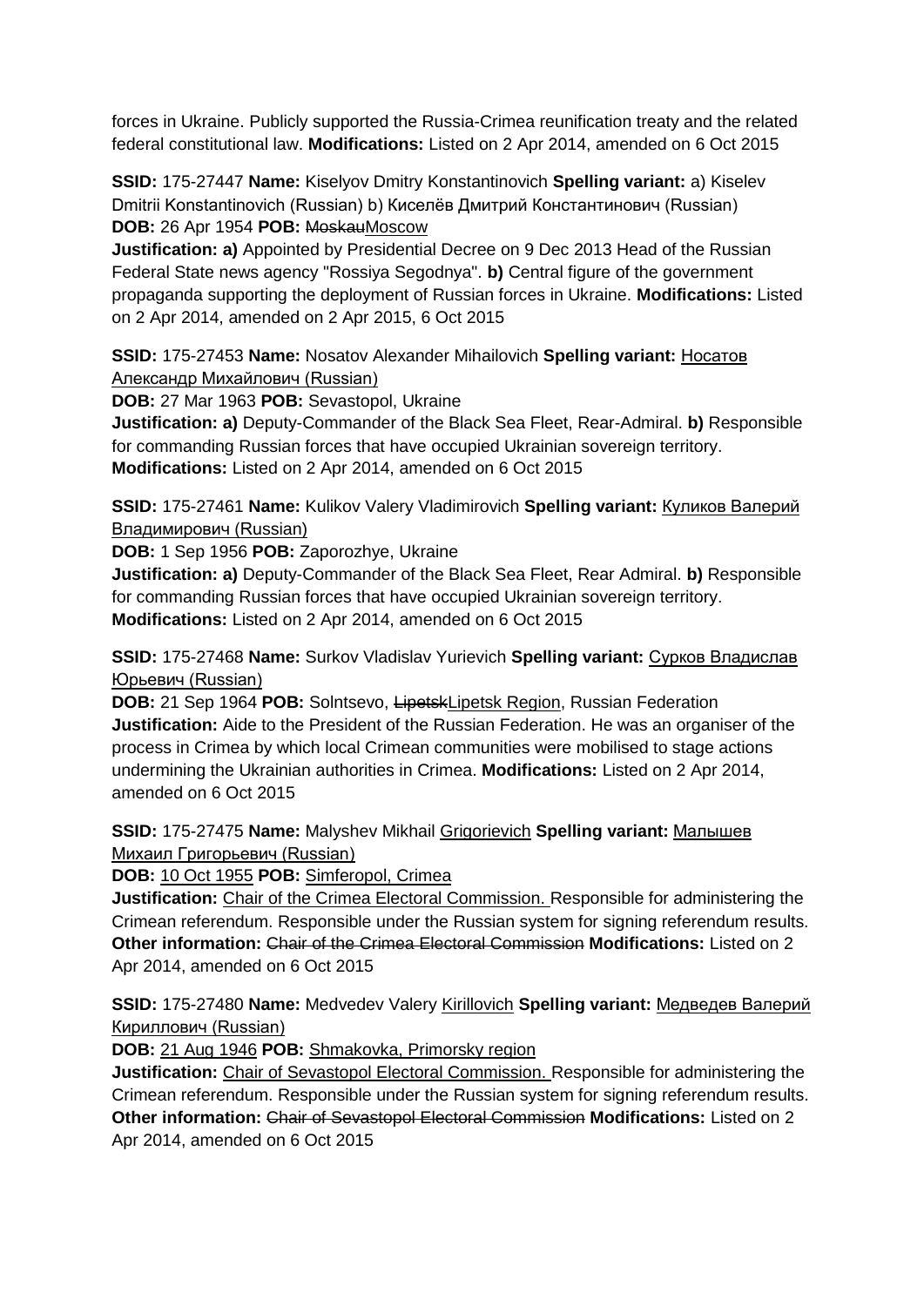forces in Ukraine. Publicly supported the Russia-Crimea reunification treaty and the related federal constitutional law. **Modifications:** Listed on 2 Apr 2014, amended on 6 Oct 2015

**SSID:** 175-27447 **Name:** Kiselyov Dmitry Konstantinovich **Spelling variant:** a) Kiselev Dmitrii Konstantinovich (Russian) b) Киселёв Дмитрий Константинович (Russian)
**DOB:** 26 Apr 1954 **POB:** ~~Moskau~~Moscow
**Justification: a)** Appointed by Presidential Decree on 9 Dec 2013 Head of the Russian Federal State news agency "Rossiya Segodnya". **b)** Central figure of the government propaganda supporting the deployment of Russian forces in Ukraine. **Modifications:** Listed on 2 Apr 2014, amended on 2 Apr 2015, 6 Oct 2015

**SSID:** 175-27453 **Name:** Nosatov Alexander Mihailovich **Spelling variant:** Носатов Александр Михайлович (Russian)
**DOB:** 27 Mar 1963 **POB:** Sevastopol, Ukraine
**Justification: a)** Deputy-Commander of the Black Sea Fleet, Rear-Admiral. **b)** Responsible for commanding Russian forces that have occupied Ukrainian sovereign territory.
**Modifications:** Listed on 2 Apr 2014, amended on 6 Oct 2015

**SSID:** 175-27461 **Name:** Kulikov Valery Vladimirovich **Spelling variant:** Куликов Валерий Владимирович (Russian)
**DOB:** 1 Sep 1956 **POB:** Zaporozhye, Ukraine
**Justification: a)** Deputy-Commander of the Black Sea Fleet, Rear Admiral. **b)** Responsible for commanding Russian forces that have occupied Ukrainian sovereign territory.
**Modifications:** Listed on 2 Apr 2014, amended on 6 Oct 2015

**SSID:** 175-27468 **Name:** Surkov Vladislav Yurievich **Spelling variant:** Сурков Владислав Юрьевич (Russian)
**DOB:** 21 Sep 1964 **POB:** Solntsevo, ~~Lipetsk~~Lipetsk Region, Russian Federation
**Justification:** Aide to the President of the Russian Federation. He was an organiser of the process in Crimea by which local Crimean communities were mobilised to stage actions undermining the Ukrainian authorities in Crimea. **Modifications:** Listed on 2 Apr 2014, amended on 6 Oct 2015

**SSID:** 175-27475 **Name:** Malyshev Mikhail Grigorievich **Spelling variant:** Малышев Михаил Григорьевич (Russian)
**DOB:** 10 Oct 1955 **POB:** Simferopol, Crimea
**Justification:** Chair of the Crimea Electoral Commission. Responsible for administering the Crimean referendum. Responsible under the Russian system for signing referendum results.
**Other information:** ~~Chair of the Crimea Electoral Commission~~ **Modifications:** Listed on 2 Apr 2014, amended on 6 Oct 2015

**SSID:** 175-27480 **Name:** Medvedev Valery Kirillovich **Spelling variant:** Медведев Валерий Кириллович (Russian)
**DOB:** 21 Aug 1946 **POB:** Shmakovka, Primorsky region
**Justification:** Chair of Sevastopol Electoral Commission. Responsible for administering the Crimean referendum. Responsible under the Russian system for signing referendum results.
**Other information:** ~~Chair of Sevastopol Electoral Commission~~ **Modifications:** Listed on 2 Apr 2014, amended on 6 Oct 2015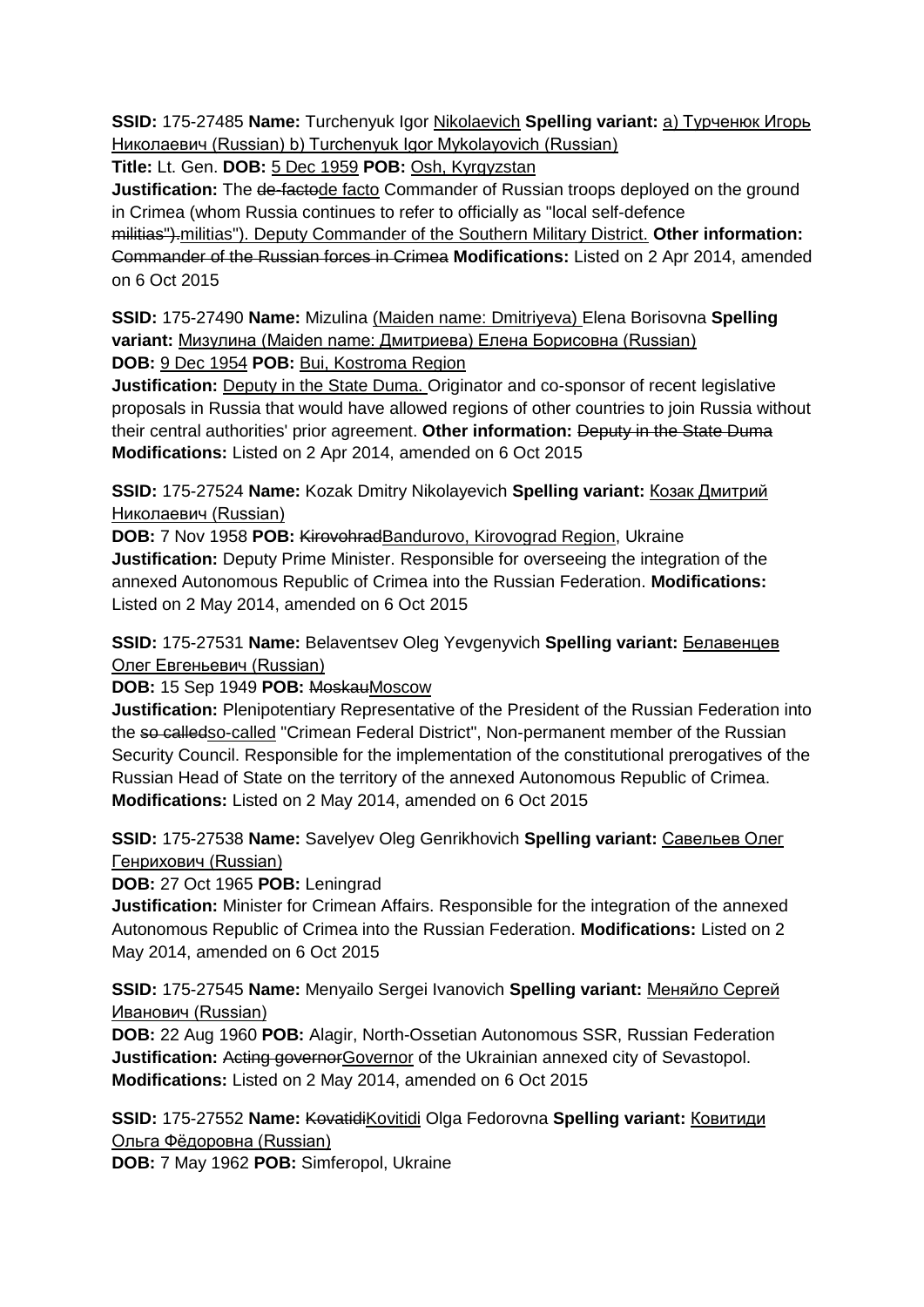**SSID:** 175-27485 **Name:** Turchenyuk Igor Nikolaevich **Spelling variant:** a) Турченюк Игорь Николаевич (Russian) b) Turchenyuk Igor Mykolayovich (Russian)
**Title:** Lt. Gen. **DOB:** 5 Dec 1959 **POB:** Osh, Kyrgyzstan
**Justification:** The ~~de-facto~~de facto Commander of Russian troops deployed on the ground in Crimea (whom Russia continues to refer to officially as "local self-defence ~~militias").~~militias"). Deputy Commander of the Southern Military District. **Other information:** ~~Commander of the Russian forces in Crimea~~ **Modifications:** Listed on 2 Apr 2014, amended on 6 Oct 2015

**SSID:** 175-27490 **Name:** Mizulina (Maiden name: Dmitriyeva) Elena Borisovna **Spelling variant:** Мизулина (Maiden name: Дмитриева) Елена Борисовна (Russian)
**DOB:** 9 Dec 1954 **POB:** Bui, Kostroma Region
**Justification:** Deputy in the State Duma. Originator and co-sponsor of recent legislative proposals in Russia that would have allowed regions of other countries to join Russia without their central authorities' prior agreement. **Other information:** ~~Deputy in the State Duma~~ **Modifications:** Listed on 2 Apr 2014, amended on 6 Oct 2015

**SSID:** 175-27524 **Name:** Kozak Dmitry Nikolayevich **Spelling variant:** Козак Дмитрий Николаевич (Russian)
**DOB:** 7 Nov 1958 **POB:** ~~Kirovohrad~~Bandurovo, Kirovograd Region, Ukraine
**Justification:** Deputy Prime Minister. Responsible for overseeing the integration of the annexed Autonomous Republic of Crimea into the Russian Federation. **Modifications:** Listed on 2 May 2014, amended on 6 Oct 2015

**SSID:** 175-27531 **Name:** Belaventsev Oleg Yevgenyvich **Spelling variant:** Белавенцев Олег Евгеньевич (Russian)
**DOB:** 15 Sep 1949 **POB:** ~~Moskau~~Moscow
**Justification:** Plenipotentiary Representative of the President of the Russian Federation into the ~~so called~~so-called "Crimean Federal District", Non-permanent member of the Russian Security Council. Responsible for the implementation of the constitutional prerogatives of the Russian Head of State on the territory of the annexed Autonomous Republic of Crimea. **Modifications:** Listed on 2 May 2014, amended on 6 Oct 2015

**SSID:** 175-27538 **Name:** Savelyev Oleg Genrikhovich **Spelling variant:** Савельев Олег Генрихович (Russian)
**DOB:** 27 Oct 1965 **POB:** Leningrad
**Justification:** Minister for Crimean Affairs. Responsible for the integration of the annexed Autonomous Republic of Crimea into the Russian Federation. **Modifications:** Listed on 2 May 2014, amended on 6 Oct 2015

**SSID:** 175-27545 **Name:** Menyailo Sergei Ivanovich **Spelling variant:** Меняйло Сергей Иванович (Russian)
**DOB:** 22 Aug 1960 **POB:** Alagir, North-Ossetian Autonomous SSR, Russian Federation
**Justification:** ~~Acting governor~~Governor of the Ukrainian annexed city of Sevastopol. **Modifications:** Listed on 2 May 2014, amended on 6 Oct 2015

**SSID:** 175-27552 **Name:** ~~Kovatidi~~Kovitidi Olga Fedorovna **Spelling variant:** Ковитиди Ольга Фёдоровна (Russian)
**DOB:** 7 May 1962 **POB:** Simferopol, Ukraine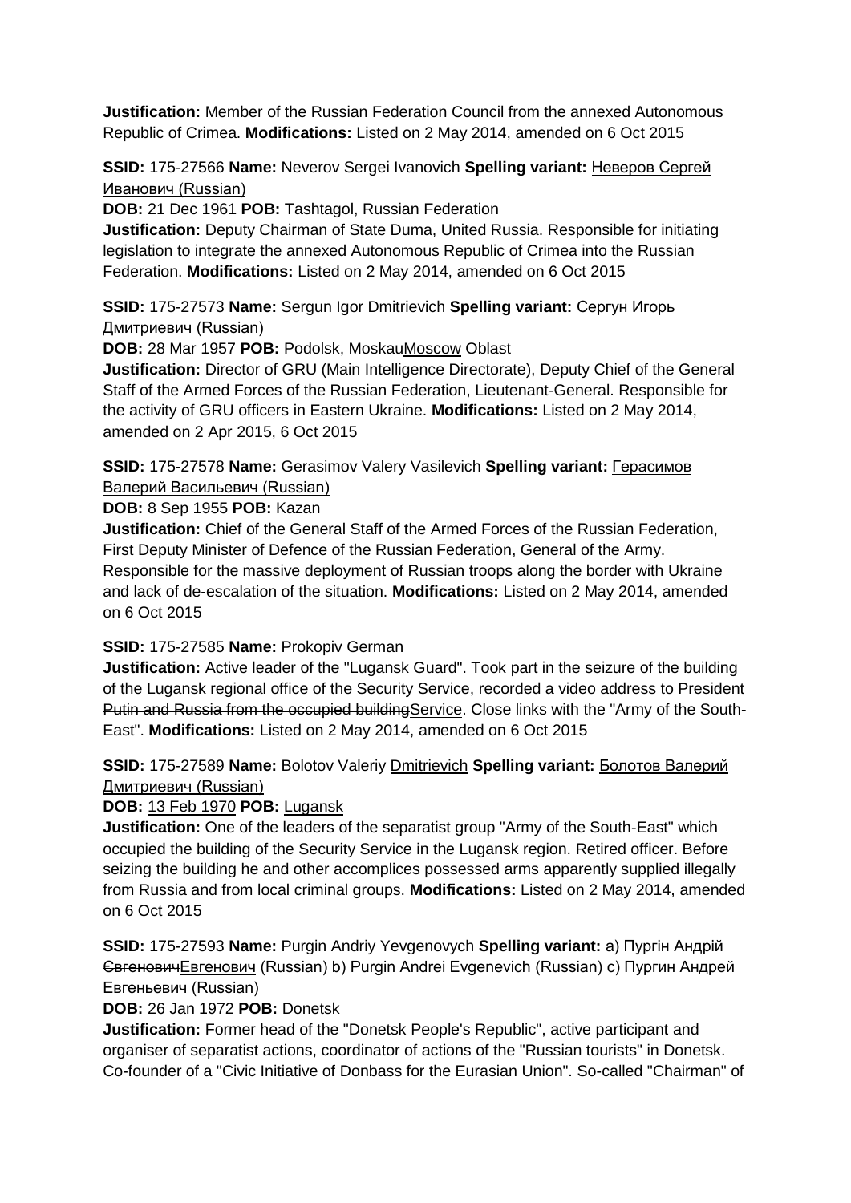**Justification:** Member of the Russian Federation Council from the annexed Autonomous Republic of Crimea. **Modifications:** Listed on 2 May 2014, amended on 6 Oct 2015

**SSID:** 175-27566 **Name:** Neverov Sergei Ivanovich **Spelling variant:** Неверов Сергей Иванович (Russian)

**DOB:** 21 Dec 1961 **POB:** Tashtagol, Russian Federation

**Justification:** Deputy Chairman of State Duma, United Russia. Responsible for initiating legislation to integrate the annexed Autonomous Republic of Crimea into the Russian Federation. **Modifications:** Listed on 2 May 2014, amended on 6 Oct 2015

**SSID:** 175-27573 **Name:** Sergun Igor Dmitrievich **Spelling variant:** Сергун Игорь Дмитриевич (Russian)

**DOB:** 28 Mar 1957 **POB:** Podolsk, ~~Moskau~~Moscow Oblast

**Justification:** Director of GRU (Main Intelligence Directorate), Deputy Chief of the General Staff of the Armed Forces of the Russian Federation, Lieutenant-General. Responsible for the activity of GRU officers in Eastern Ukraine. **Modifications:** Listed on 2 May 2014, amended on 2 Apr 2015, 6 Oct 2015

**SSID:** 175-27578 **Name:** Gerasimov Valery Vasilevich **Spelling variant:** Герасимов Валерий Васильевич (Russian)

**DOB:** 8 Sep 1955 **POB:** Kazan

**Justification:** Chief of the General Staff of the Armed Forces of the Russian Federation, First Deputy Minister of Defence of the Russian Federation, General of the Army. Responsible for the massive deployment of Russian troops along the border with Ukraine and lack of de-escalation of the situation. **Modifications:** Listed on 2 May 2014, amended on 6 Oct 2015

**SSID:** 175-27585 **Name:** Prokopiv German

**Justification:** Active leader of the "Lugansk Guard". Took part in the seizure of the building of the Lugansk regional office of the Security ~~Service, recorded a video address to President Putin and Russia from the occupied building~~Service. Close links with the "Army of the South-East". **Modifications:** Listed on 2 May 2014, amended on 6 Oct 2015

**SSID:** 175-27589 **Name:** Bolotov Valeriy Dmitrievich **Spelling variant:** Болотов Валерий Дмитриевич (Russian)

**DOB:** 13 Feb 1970 **POB:** Lugansk

**Justification:** One of the leaders of the separatist group "Army of the South-East" which occupied the building of the Security Service in the Lugansk region. Retired officer. Before seizing the building he and other accomplices possessed arms apparently supplied illegally from Russia and from local criminal groups. **Modifications:** Listed on 2 May 2014, amended on 6 Oct 2015

**SSID:** 175-27593 **Name:** Purgin Andriy Yevgenovych **Spelling variant:** a) Пургін Андрій ~~Євгенович~~Евгенович (Russian) b) Purgin Andrei Evgenevich (Russian) c) Пургин Андрей Евгеньевич (Russian)

**DOB:** 26 Jan 1972 **POB:** Donetsk

**Justification:** Former head of the "Donetsk People's Republic", active participant and organiser of separatist actions, coordinator of actions of the "Russian tourists" in Donetsk. Co-founder of a "Civic Initiative of Donbass for the Eurasian Union". So-called "Chairman" of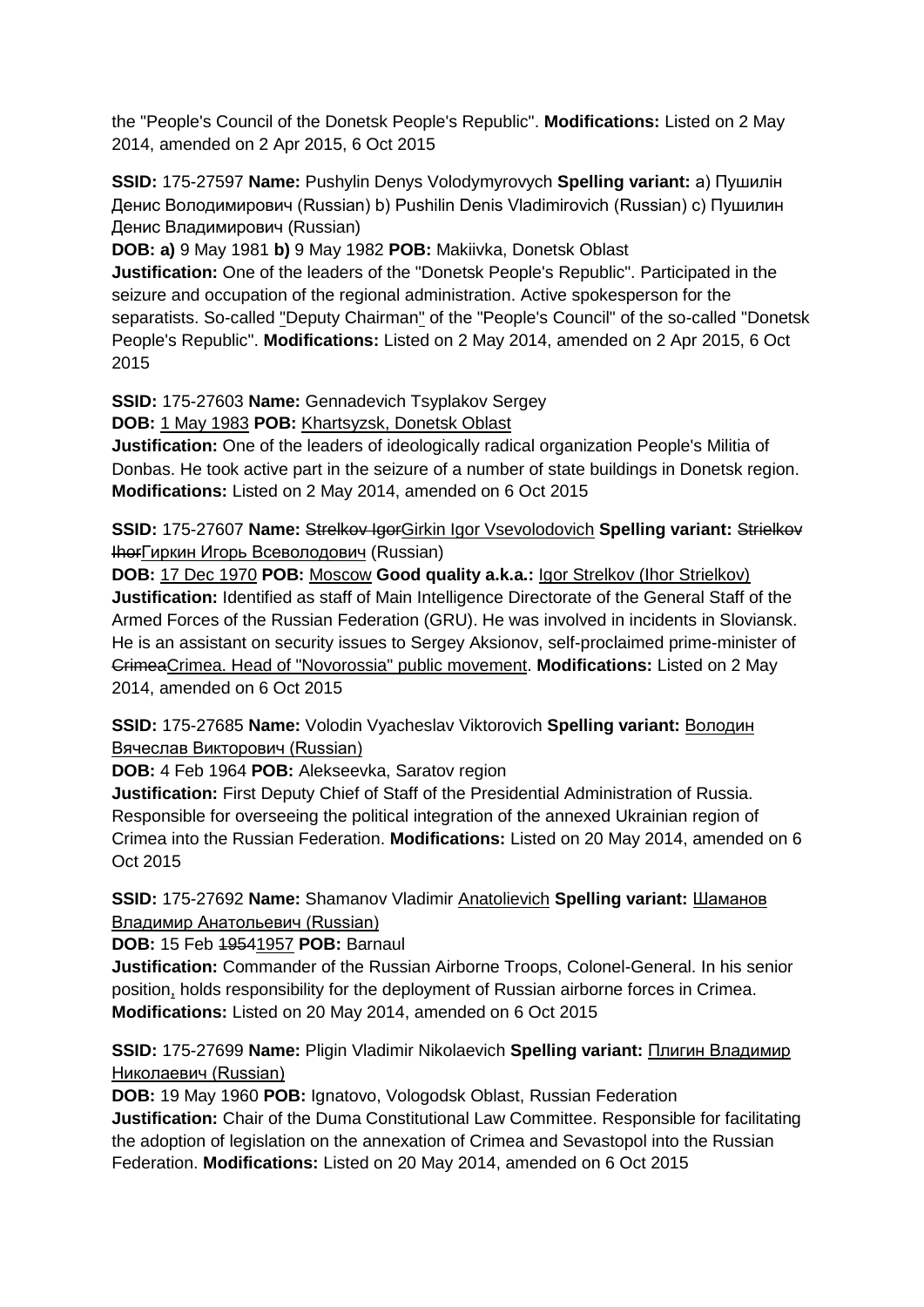the "People's Council of the Donetsk People's Republic". **Modifications:** Listed on 2 May 2014, amended on 2 Apr 2015, 6 Oct 2015

**SSID:** 175-27597 **Name:** Pushylin Denys Volodymyrovych **Spelling variant:** a) Пушилін Денис Володимирович (Russian) b) Pushilin Denis Vladimirovich (Russian) c) Пушилин Денис Владимирович (Russian)
**DOB: a)** 9 May 1981 **b)** 9 May 1982 **POB:** Makiivka, Donetsk Oblast
**Justification:** One of the leaders of the "Donetsk People's Republic". Participated in the seizure and occupation of the regional administration. Active spokesperson for the separatists. So-called "Deputy Chairman" of the "People's Council" of the so-called "Donetsk People's Republic". **Modifications:** Listed on 2 May 2014, amended on 2 Apr 2015, 6 Oct 2015

**SSID:** 175-27603 **Name:** Gennadevich Tsyplakov Sergey
**DOB:** 1 May 1983 **POB:** Khartsyzsk, Donetsk Oblast
**Justification:** One of the leaders of ideologically radical organization People's Militia of Donbas. He took active part in the seizure of a number of state buildings in Donetsk region. **Modifications:** Listed on 2 May 2014, amended on 6 Oct 2015

**SSID:** 175-27607 **Name:** ~~Strelkov Igor~~Girkin Igor Vsevolodovich **Spelling variant:** ~~Strielkov Ihor~~Гиркин Игорь Всеволодович (Russian)
**DOB:** 17 Dec 1970 **POB:** Moscow **Good quality a.k.a.:** Igor Strelkov (Ihor Strielkov)
**Justification:** Identified as staff of Main Intelligence Directorate of the General Staff of the Armed Forces of the Russian Federation (GRU). He was involved in incidents in Sloviansk. He is an assistant on security issues to Sergey Aksionov, self-proclaimed prime-minister of ~~Crimea~~Crimea. Head of "Novorossia" public movement. **Modifications:** Listed on 2 May 2014, amended on 6 Oct 2015

**SSID:** 175-27685 **Name:** Volodin Vyacheslav Viktorovich **Spelling variant:** Володин Вячеслав Викторович (Russian)
**DOB:** 4 Feb 1964 **POB:** Alekseevka, Saratov region
**Justification:** First Deputy Chief of Staff of the Presidential Administration of Russia. Responsible for overseeing the political integration of the annexed Ukrainian region of Crimea into the Russian Federation. **Modifications:** Listed on 20 May 2014, amended on 6 Oct 2015

**SSID:** 175-27692 **Name:** Shamanov Vladimir Anatolievich **Spelling variant:** Шаманов Владимир Анатольевич (Russian)
**DOB:** 15 Feb ~~1954~~1957 **POB:** Barnaul
**Justification:** Commander of the Russian Airborne Troops, Colonel-General. In his senior position, holds responsibility for the deployment of Russian airborne forces in Crimea. **Modifications:** Listed on 20 May 2014, amended on 6 Oct 2015

**SSID:** 175-27699 **Name:** Pligin Vladimir Nikolaevich **Spelling variant:** Плигин Владимир Николаевич (Russian)
**DOB:** 19 May 1960 **POB:** Ignatovo, Vologodsk Oblast, Russian Federation
**Justification:** Chair of the Duma Constitutional Law Committee. Responsible for facilitating the adoption of legislation on the annexation of Crimea and Sevastopol into the Russian Federation. **Modifications:** Listed on 20 May 2014, amended on 6 Oct 2015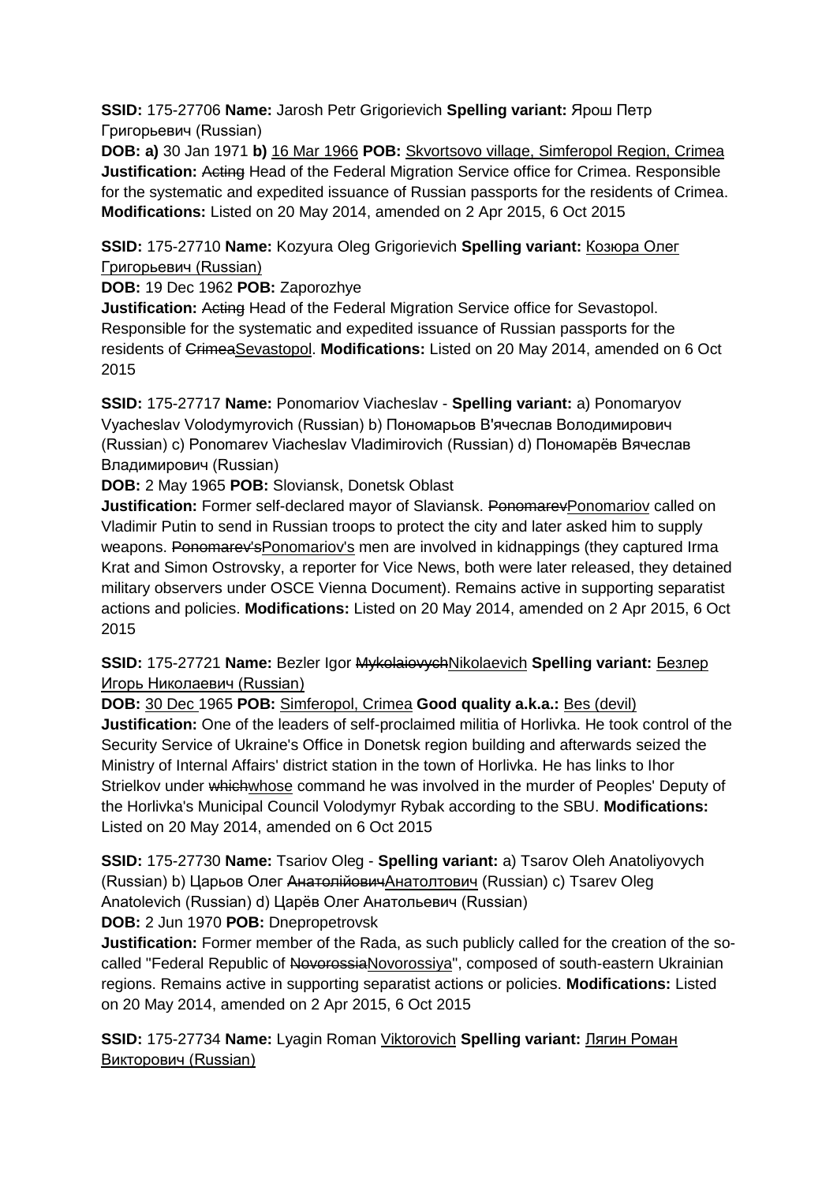**SSID:** 175-27706 **Name:** Jarosh Petr Grigorievich **Spelling variant:** Ярош Петр Григорьевич (Russian)
**DOB: a)** 30 Jan 1971 **b)** <u>16 Mar 1966</u> **POB:** <u>Skvortsovo village, Simferopol Region, Crimea</u> **Justification:** ~~Acting~~ Head of the Federal Migration Service office for Crimea. Responsible for the systematic and expedited issuance of Russian passports for the residents of Crimea. **Modifications:** Listed on 20 May 2014, amended on 2 Apr 2015, 6 Oct 2015

**SSID:** 175-27710 **Name:** Kozyura Oleg Grigorievich **Spelling variant:** <u>Козюра Олег Григорьевич (Russian)</u>
**DOB:** 19 Dec 1962 **POB:** Zaporozhye
**Justification:** ~~Acting~~ Head of the Federal Migration Service office for Sevastopol. Responsible for the systematic and expedited issuance of Russian passports for the residents of ~~Crimea~~<u>Sevastopol</u>. **Modifications:** Listed on 20 May 2014, amended on 6 Oct 2015

**SSID:** 175-27717 **Name:** Ponomariov Viacheslav - **Spelling variant:** a) Ponomaryov Vyacheslav Volodymyrovich (Russian) b) Пономарьов В'ячеслав Володимирович (Russian) c) Ponomarev Viacheslav Vladimirovich (Russian) d) Пономарёв Вячеслав Владимирович (Russian)
**DOB:** 2 May 1965 **POB:** Sloviansk, Donetsk Oblast
**Justification:** Former self-declared mayor of Slaviansk. ~~Ponomarev~~<u>Ponomariov</u> called on Vladimir Putin to send in Russian troops to protect the city and later asked him to supply weapons. ~~Ponomarev's~~<u>Ponomariov's</u> men are involved in kidnappings (they captured Irma Krat and Simon Ostrovsky, a reporter for Vice News, both were later released, they detained military observers under OSCE Vienna Document). Remains active in supporting separatist actions and policies. **Modifications:** Listed on 20 May 2014, amended on 2 Apr 2015, 6 Oct 2015

**SSID:** 175-27721 **Name:** Bezler Igor ~~Mykolaiovych~~<u>Nikolaevich</u> **Spelling variant:** <u>Безлер Игорь Николаевич (Russian)</u>
**DOB:** <u>30 Dec</u> 1965 **POB:** <u>Simferopol, Crimea</u> **Good quality a.k.a.:** <u>Bes (devil)</u>
**Justification:** One of the leaders of self-proclaimed militia of Horlivka. He took control of the Security Service of Ukraine's Office in Donetsk region building and afterwards seized the Ministry of Internal Affairs' district station in the town of Horlivka. He has links to Ihor Strielkov under ~~which~~<u>whose</u> command he was involved in the murder of Peoples' Deputy of the Horlivka's Municipal Council Volodymyr Rybak according to the SBU. **Modifications:** Listed on 20 May 2014, amended on 6 Oct 2015

**SSID:** 175-27730 **Name:** Tsariov Oleg - **Spelling variant:** a) Tsarov Oleh Anatoliyovych (Russian) b) Царьов Олег ~~Анатолійович~~<u>Анатолтович</u> (Russian) c) Tsarev Oleg Anatolevich (Russian) d) Царёв Олег Анатольевич (Russian)
**DOB:** 2 Jun 1970 **POB:** Dnepropetrovsk
**Justification:** Former member of the Rada, as such publicly called for the creation of the so-called "Federal Republic of ~~Novorossia~~<u>Novorossiya</u>", composed of south-eastern Ukrainian regions. Remains active in supporting separatist actions or policies. **Modifications:** Listed on 20 May 2014, amended on 2 Apr 2015, 6 Oct 2015

**SSID:** 175-27734 **Name:** Lyagin Roman <u>Viktorovich</u> **Spelling variant:** <u>Лягин Роман Викторович (Russian)</u>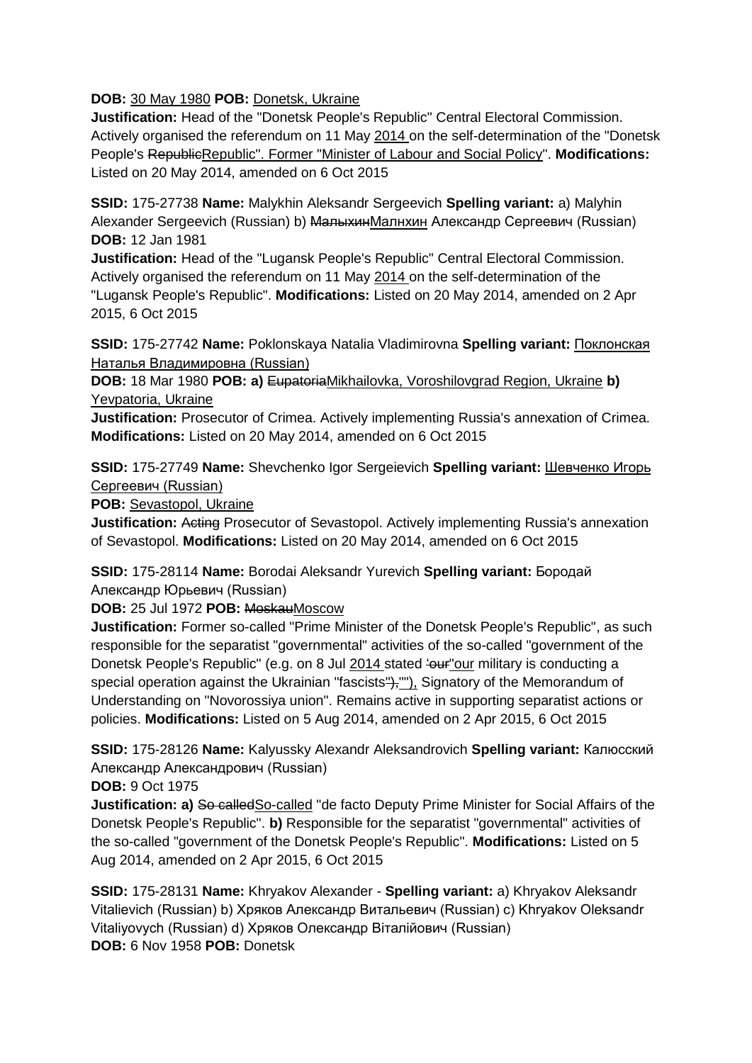**DOB:** 30 May 1980 **POB:** Donetsk, Ukraine
**Justification:** Head of the "Donetsk People's Republic" Central Electoral Commission. Actively organised the referendum on 11 May 2014 on the self-determination of the "Donetsk People's ~~Republic~~Republic". Former "Minister of Labour and Social Policy". **Modifications:** Listed on 20 May 2014, amended on 6 Oct 2015

**SSID:** 175-27738 **Name:** Malykhin Aleksandr Sergeevich **Spelling variant:** a) Malyhin Alexander Sergeevich (Russian) b) ~~Малыхин~~Малнхин Александр Сергеевич (Russian)
**DOB:** 12 Jan 1981
**Justification:** Head of the "Lugansk People's Republic" Central Electoral Commission. Actively organised the referendum on 11 May 2014 on the self-determination of the "Lugansk People's Republic". **Modifications:** Listed on 20 May 2014, amended on 2 Apr 2015, 6 Oct 2015

**SSID:** 175-27742 **Name:** Poklonskaya Natalia Vladimirovna **Spelling variant:** Поклонская Наталья Владимировна (Russian)
**DOB:** 18 Mar 1980 **POB: a)** ~~Eupatoria~~Mikhailovka, Voroshilovgrad Region, Ukraine **b)** Yevpatoria, Ukraine
**Justification:** Prosecutor of Crimea. Actively implementing Russia's annexation of Crimea. **Modifications:** Listed on 20 May 2014, amended on 6 Oct 2015

**SSID:** 175-27749 **Name:** Shevchenko Igor Sergeievich **Spelling variant:** Шевченко Игорь Сергеевич (Russian)
**POB:** Sevastopol, Ukraine
**Justification:** ~~Acting~~ Prosecutor of Sevastopol. Actively implementing Russia's annexation of Sevastopol. **Modifications:** Listed on 20 May 2014, amended on 6 Oct 2015

**SSID:** 175-28114 **Name:** Borodai Aleksandr Yurevich **Spelling variant:** Бородай Александр Юрьевич (Russian)
**DOB:** 25 Jul 1972 **POB:** ~~Moskau~~Moscow
**Justification:** Former so-called "Prime Minister of the Donetsk People's Republic", as such responsible for the separatist "governmental" activities of the so-called "government of the Donetsk People's Republic" (e.g. on 8 Jul 2014 stated ~~'our~~"our military is conducting a special operation against the Ukrainian "fascists~~"),~~""), Signatory of the Memorandum of Understanding on "Novorossiya union". Remains active in supporting separatist actions or policies. **Modifications:** Listed on 5 Aug 2014, amended on 2 Apr 2015, 6 Oct 2015

**SSID:** 175-28126 **Name:** Kalyussky Alexandr Aleksandrovich **Spelling variant:** Калюсский Александр Александрович (Russian)
**DOB:** 9 Oct 1975
**Justification: a)** ~~So called~~So-called "de facto Deputy Prime Minister for Social Affairs of the Donetsk People's Republic". **b)** Responsible for the separatist "governmental" activities of the so-called "government of the Donetsk People's Republic". **Modifications:** Listed on 5 Aug 2014, amended on 2 Apr 2015, 6 Oct 2015

**SSID:** 175-28131 **Name:** Khryakov Alexander - **Spelling variant:** a) Khryakov Aleksandr Vitalievich (Russian) b) Хряков Александр Витальевич (Russian) c) Khryakov Oleksandr Vitaliyovych (Russian) d) Хряков Олександр Віталійович (Russian)
**DOB:** 6 Nov 1958 **POB:** Donetsk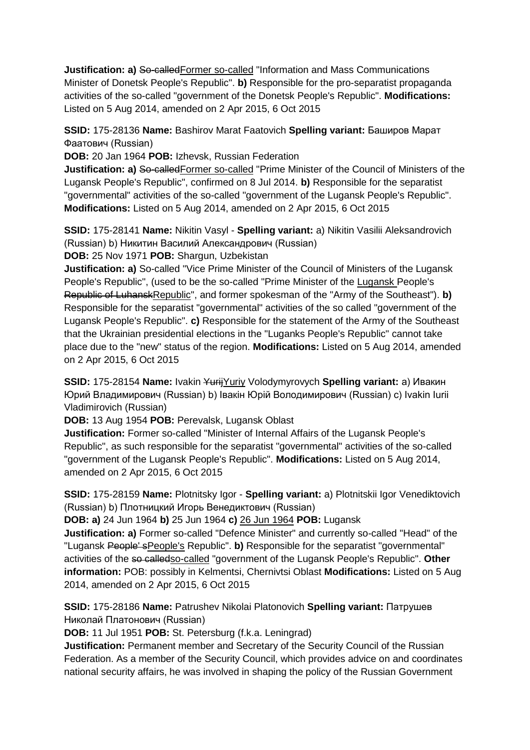**Justification: a)** ~~So-called~~<u>Former so-called</u> "Information and Mass Communications Minister of Donetsk People's Republic". **b)** Responsible for the pro-separatist propaganda activities of the so-called "government of the Donetsk People's Republic". **Modifications:** Listed on 5 Aug 2014, amended on 2 Apr 2015, 6 Oct 2015

**SSID:** 175-28136 **Name:** Bashirov Marat Faatovich **Spelling variant:** Баширов Марат Фаатович (Russian)
**DOB:** 20 Jan 1964 **POB:** Izhevsk, Russian Federation
**Justification: a)** ~~So-called~~<u>Former so-called</u> "Prime Minister of the Council of Ministers of the Lugansk People's Republic", confirmed on 8 Jul 2014. **b)** Responsible for the separatist "governmental" activities of the so-called "government of the Lugansk People's Republic". **Modifications:** Listed on 5 Aug 2014, amended on 2 Apr 2015, 6 Oct 2015

**SSID:** 175-28141 **Name:** Nikitin Vasyl - **Spelling variant:** a) Nikitin Vasilii Aleksandrovich (Russian) b) Никитин Василий Александрович (Russian)
**DOB:** 25 Nov 1971 **POB:** Shargun, Uzbekistan
**Justification: a)** So-called "Vice Prime Minister of the Council of Ministers of the Lugansk People's Republic", (used to be the so-called "Prime Minister of the <u>Lugansk</u> People's ~~Republic of Luhansk~~<u>Republic</u>", and former spokesman of the "Army of the Southeast"). **b)** Responsible for the separatist "governmental" activities of the so called "government of the Lugansk People's Republic". **c)** Responsible for the statement of the Army of the Southeast that the Ukrainian presidential elections in the "Luganks People's Republic" cannot take place due to the "new" status of the region. **Modifications:** Listed on 5 Aug 2014, amended on 2 Apr 2015, 6 Oct 2015

**SSID:** 175-28154 **Name:** Ivakin ~~Yurij~~<u>Yuriy</u> Volodymyrovych **Spelling variant:** a) Ивакин Юрий Владимирович (Russian) b) Івакін Юрій Володимирович (Russian) c) Ivakin Iurii Vladimirovich (Russian)
**DOB:** 13 Aug 1954 **POB:** Perevalsk, Lugansk Oblast
**Justification:** Former so-called "Minister of Internal Affairs of the Lugansk People's Republic", as such responsible for the separatist "governmental" activities of the so-called "government of the Lugansk People's Republic". **Modifications:** Listed on 5 Aug 2014, amended on 2 Apr 2015, 6 Oct 2015

**SSID:** 175-28159 **Name:** Plotnitsky Igor - **Spelling variant:** a) Plotnitskii Igor Venediktovich (Russian) b) Плотницкий Игорь Венедиктович (Russian)
**DOB: a)** 24 Jun 1964 **b)** 25 Jun 1964 **c)** <u>26 Jun 1964</u> **POB:** Lugansk
**Justification: a)** Former so-called "Defence Minister" and currently so-called "Head" of the "Lugansk ~~People' s~~<u>People's</u> Republic". **b)** Responsible for the separatist "governmental" activities of the ~~so called~~<u>so-called</u> "government of the Lugansk People's Republic". **Other information:** POB: possibly in Kelmentsi, Chernivtsi Oblast **Modifications:** Listed on 5 Aug 2014, amended on 2 Apr 2015, 6 Oct 2015

**SSID:** 175-28186 **Name:** Patrushev Nikolai Platonovich **Spelling variant:** Патрушев Николай Платонович (Russian)
**DOB:** 11 Jul 1951 **POB:** St. Petersburg (f.k.a. Leningrad)
**Justification:** Permanent member and Secretary of the Security Council of the Russian Federation. As a member of the Security Council, which provides advice on and coordinates national security affairs, he was involved in shaping the policy of the Russian Government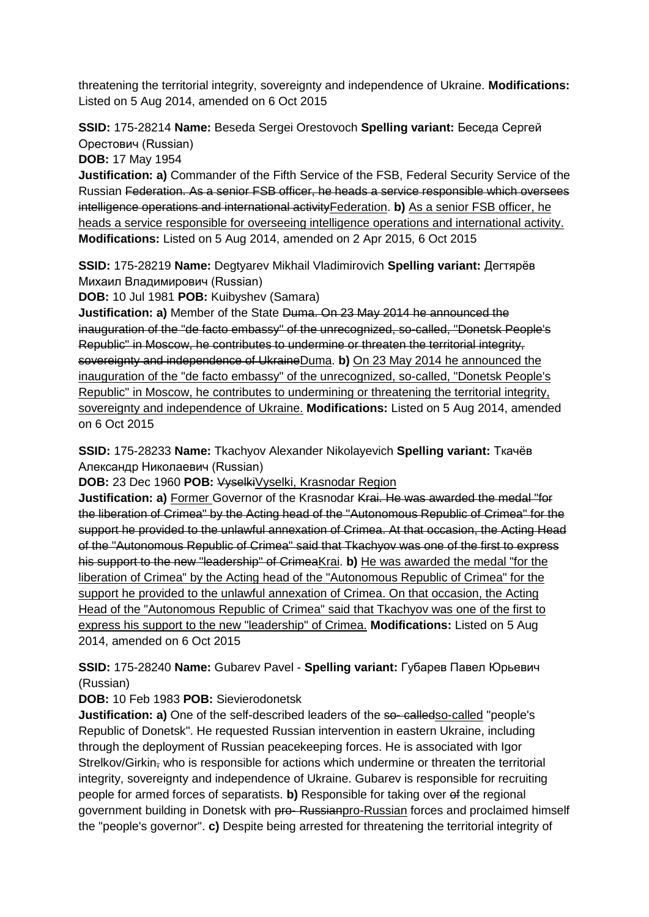threatening the territorial integrity, sovereignty and independence of Ukraine. **Modifications:** Listed on 5 Aug 2014, amended on 6 Oct 2015

**SSID:** 175-28214 **Name:** Beseda Sergei Orestovoch **Spelling variant:** Беседа Сергей Орестович (Russian)
**DOB:** 17 May 1954
**Justification: a)** Commander of the Fifth Service of the FSB, Federal Security Service of the Russian ~~Federation. As a senior FSB officer, he heads a service responsible which oversees intelligence operations and international activity~~Federation. **b)** As a senior FSB officer, he heads a service responsible for overseeing intelligence operations and international activity. **Modifications:** Listed on 5 Aug 2014, amended on 2 Apr 2015, 6 Oct 2015

**SSID:** 175-28219 **Name:** Degtyarev Mikhail Vladimirovich **Spelling variant:** Дегтярёв Михаил Владимирович (Russian)
**DOB:** 10 Jul 1981 **POB:** Kuibyshev (Samara)
**Justification: a)** Member of the State ~~Duma. On 23 May 2014 he announced the inauguration of the "de facto embassy" of the unrecognized, so-called, "Donetsk People's Republic" in Moscow, he contributes to undermine or threaten the territorial integrity, sovereignty and independence of Ukraine~~Duma. **b)** On 23 May 2014 he announced the inauguration of the "de facto embassy" of the unrecognized, so-called, "Donetsk People's Republic" in Moscow, he contributes to undermining or threatening the territorial integrity, sovereignty and independence of Ukraine. **Modifications:** Listed on 5 Aug 2014, amended on 6 Oct 2015

**SSID:** 175-28233 **Name:** Tkachyov Alexander Nikolayevich **Spelling variant:** Ткачёв Александр Николаевич (Russian)
**DOB:** 23 Dec 1960 **POB:** ~~Vyselki~~Vyselki, Krasnodar Region
**Justification: a)** Former Governor of the Krasnodar ~~Krai. He was awarded the medal "for the liberation of Crimea" by the Acting head of the "Autonomous Republic of Crimea" for the support he provided to the unlawful annexation of Crimea. At that occasion, the Acting Head of the "Autonomous Republic of Crimea" said that Tkachyov was one of the first to express his support to the new "leadership" of Crimea~~Krai. **b)** He was awarded the medal "for the liberation of Crimea" by the Acting head of the "Autonomous Republic of Crimea" for the support he provided to the unlawful annexation of Crimea. On that occasion, the Acting Head of the "Autonomous Republic of Crimea" said that Tkachyov was one of the first to express his support to the new "leadership" of Crimea. **Modifications:** Listed on 5 Aug 2014, amended on 6 Oct 2015

**SSID:** 175-28240 **Name:** Gubarev Pavel - **Spelling variant:** Губарев Павел Юрьевич (Russian)
**DOB:** 10 Feb 1983 **POB:** Sievierodonetsk
**Justification: a)** One of the self-described leaders of the ~~so- called~~so-called "people's Republic of Donetsk". He requested Russian intervention in eastern Ukraine, including through the deployment of Russian peacekeeping forces. He is associated with Igor Strelkov/Girkin~~,~~ who is responsible for actions which undermine or threaten the territorial integrity, sovereignty and independence of Ukraine. Gubarev is responsible for recruiting people for armed forces of separatists. **b)** Responsible for taking over ~~of~~ the regional government building in Donetsk with ~~pro- Russian~~pro-Russian forces and proclaimed himself the "people's governor". **c)** Despite being arrested for threatening the territorial integrity of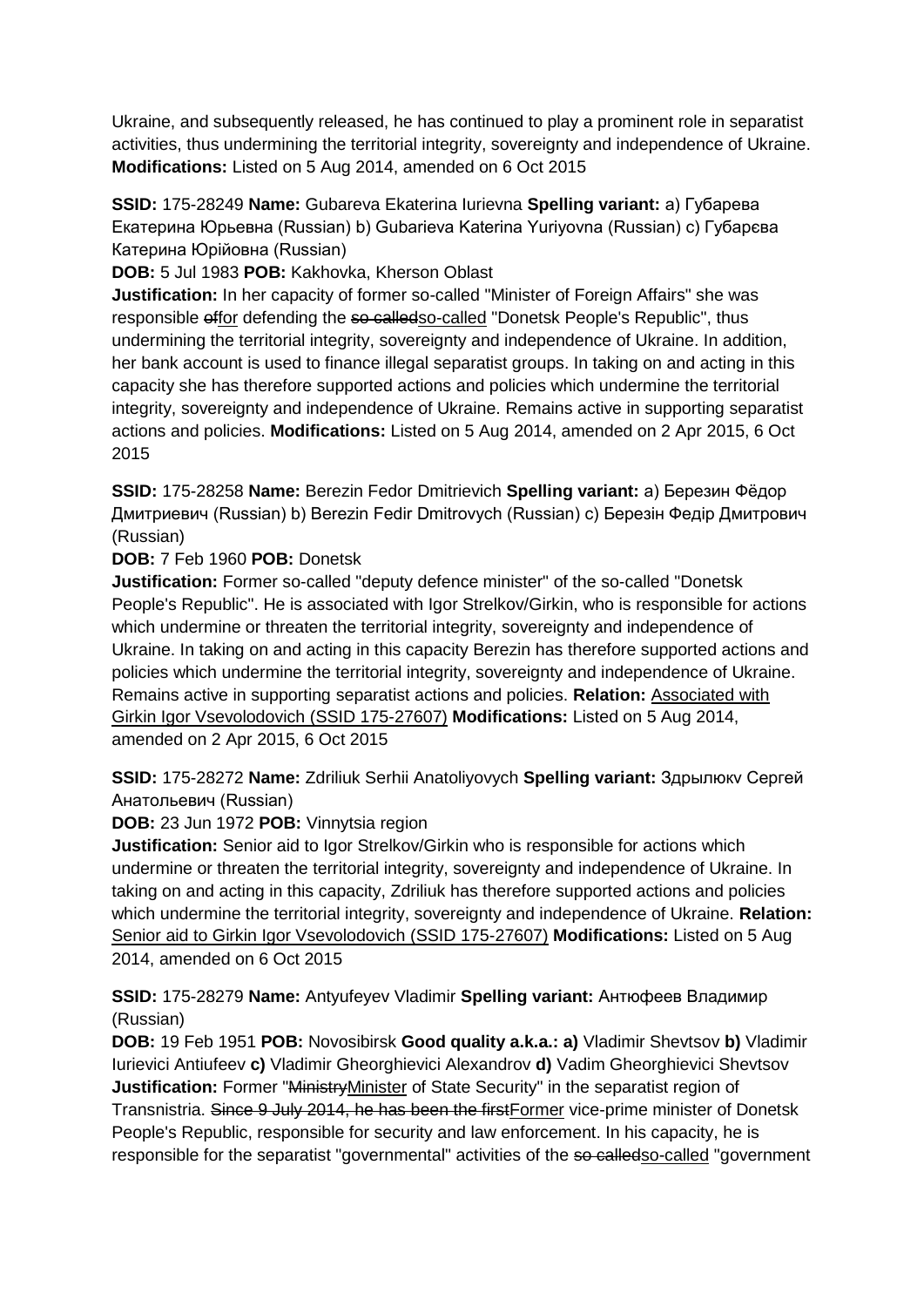Ukraine, and subsequently released, he has continued to play a prominent role in separatist activities, thus undermining the territorial integrity, sovereignty and independence of Ukraine. **Modifications:** Listed on 5 Aug 2014, amended on 6 Oct 2015

**SSID:** 175-28249 **Name:** Gubareva Ekaterina Iurievna **Spelling variant:** a) Губарева Екатерина Юрьевна (Russian) b) Gubarieva Katerina Yuriyovna (Russian) c) Губарєва Катерина Юрійовна (Russian)
**DOB:** 5 Jul 1983 **POB:** Kakhovka, Kherson Oblast
**Justification:** In her capacity of former so-called "Minister of Foreign Affairs" she was responsible ~~of~~for defending the ~~so called~~so-called "Donetsk People's Republic", thus undermining the territorial integrity, sovereignty and independence of Ukraine. In addition, her bank account is used to finance illegal separatist groups. In taking on and acting in this capacity she has therefore supported actions and policies which undermine the territorial integrity, sovereignty and independence of Ukraine. Remains active in supporting separatist actions and policies. **Modifications:** Listed on 5 Aug 2014, amended on 2 Apr 2015, 6 Oct 2015

**SSID:** 175-28258 **Name:** Berezin Fedor Dmitrievich **Spelling variant:** a) Березин Фёдор Дмитриевич (Russian) b) Berezin Fedir Dmitrovych (Russian) c) Березін Федір Дмитрович (Russian)
**DOB:** 7 Feb 1960 **POB:** Donetsk
**Justification:** Former so-called "deputy defence minister" of the so-called "Donetsk People's Republic". He is associated with Igor Strelkov/Girkin, who is responsible for actions which undermine or threaten the territorial integrity, sovereignty and independence of Ukraine. In taking on and acting in this capacity Berezin has therefore supported actions and policies which undermine the territorial integrity, sovereignty and independence of Ukraine. Remains active in supporting separatist actions and policies. **Relation:** Associated with Girkin Igor Vsevolodovich (SSID 175-27607) **Modifications:** Listed on 5 Aug 2014, amended on 2 Apr 2015, 6 Oct 2015

**SSID:** 175-28272 **Name:** Zdriliuk Serhii Anatoliyovych **Spelling variant:** Здрылюкv Сергей Анатольевич (Russian)
**DOB:** 23 Jun 1972 **POB:** Vinnytsia region
**Justification:** Senior aid to Igor Strelkov/Girkin who is responsible for actions which undermine or threaten the territorial integrity, sovereignty and independence of Ukraine. In taking on and acting in this capacity, Zdriliuk has therefore supported actions and policies which undermine the territorial integrity, sovereignty and independence of Ukraine. **Relation:** Senior aid to Girkin Igor Vsevolodovich (SSID 175-27607) **Modifications:** Listed on 5 Aug 2014, amended on 6 Oct 2015

**SSID:** 175-28279 **Name:** Antyufeyev Vladimir **Spelling variant:** Антюфеев Владимир (Russian)
**DOB:** 19 Feb 1951 **POB:** Novosibirsk **Good quality a.k.a.: a)** Vladimir Shevtsov **b)** Vladimir Iurievici Antiufeev **c)** Vladimir Gheorghievici Alexandrov **d)** Vadim Gheorghievici Shevtsov
**Justification:** Former "~~Ministry~~Minister of State Security" in the separatist region of Transnistria. ~~Since 9 July 2014, he has been the first~~Former vice-prime minister of Donetsk People's Republic, responsible for security and law enforcement. In his capacity, he is responsible for the separatist "governmental" activities of the ~~so called~~so-called "government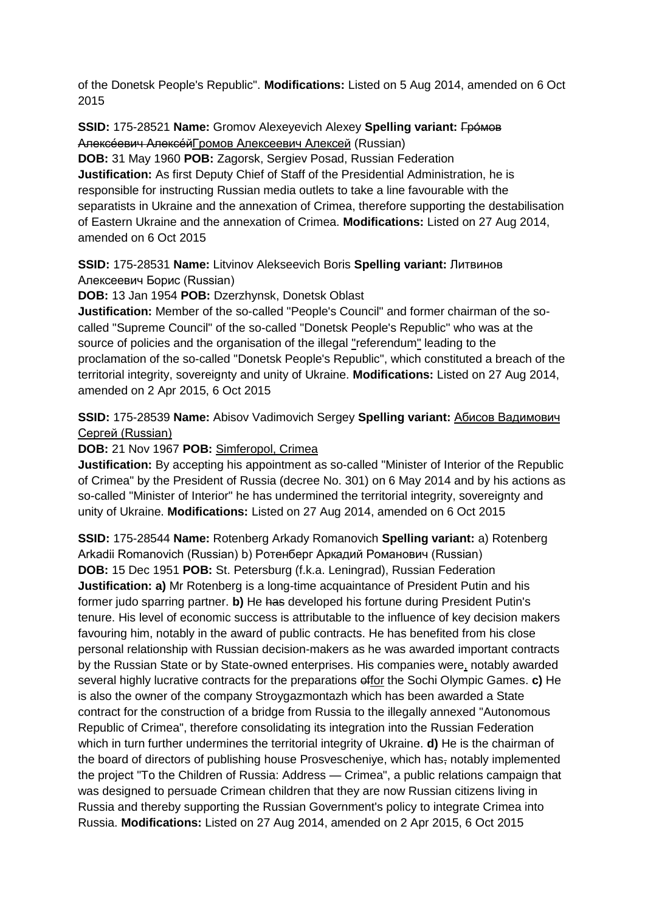of the Donetsk People's Republic". **Modifications:** Listed on 5 Aug 2014, amended on 6 Oct 2015

**SSID:** 175-28521 **Name:** Gromov Alexeyevich Alexey **Spelling variant:** ~~Гро́мов Алексе́евич Алексе́й~~Громов Алексеевич Алексей (Russian)
**DOB:** 31 May 1960 **POB:** Zagorsk, Sergiev Posad, Russian Federation
**Justification:** As first Deputy Chief of Staff of the Presidential Administration, he is responsible for instructing Russian media outlets to take a line favourable with the separatists in Ukraine and the annexation of Crimea, therefore supporting the destabilisation of Eastern Ukraine and the annexation of Crimea. **Modifications:** Listed on 27 Aug 2014, amended on 6 Oct 2015

**SSID:** 175-28531 **Name:** Litvinov Alekseevich Boris **Spelling variant:** Литвинов Алексеевич Борис (Russian)
**DOB:** 13 Jan 1954 **POB:** Dzerzhynsk, Donetsk Oblast
**Justification:** Member of the so-called "People's Council" and former chairman of the so-called "Supreme Council" of the so-called "Donetsk People's Republic" who was at the source of policies and the organisation of the illegal "referendum" leading to the proclamation of the so-called "Donetsk People's Republic", which constituted a breach of the territorial integrity, sovereignty and unity of Ukraine. **Modifications:** Listed on 27 Aug 2014, amended on 2 Apr 2015, 6 Oct 2015

**SSID:** 175-28539 **Name:** Abisov Vadimovich Sergey **Spelling variant:** Абисов Вадимович Сергей (Russian)
**DOB:** 21 Nov 1967 **POB:** Simferopol, Crimea
**Justification:** By accepting his appointment as so-called "Minister of Interior of the Republic of Crimea" by the President of Russia (decree No. 301) on 6 May 2014 and by his actions as so-called "Minister of Interior" he has undermined the territorial integrity, sovereignty and unity of Ukraine. **Modifications:** Listed on 27 Aug 2014, amended on 6 Oct 2015

**SSID:** 175-28544 **Name:** Rotenberg Arkady Romanovich **Spelling variant:** a) Rotenberg Arkadii Romanovich (Russian) b) Ротенберг Аркадий Романович (Russian)
**DOB:** 15 Dec 1951 **POB:** St. Petersburg (f.k.a. Leningrad), Russian Federation
**Justification: a)** Mr Rotenberg is a long-time acquaintance of President Putin and his former judo sparring partner. **b)** He ~~has~~ developed his fortune during President Putin's tenure. His level of economic success is attributable to the influence of key decision makers favouring him, notably in the award of public contracts. He has benefited from his close personal relationship with Russian decision-makers as he was awarded important contracts by the Russian State or by State-owned enterprises. His companies were, notably awarded several highly lucrative contracts for the preparations ~~of~~for the Sochi Olympic Games. **c)** He is also the owner of the company Stroygazmontazh which has been awarded a State contract for the construction of a bridge from Russia to the illegally annexed "Autonomous Republic of Crimea", therefore consolidating its integration into the Russian Federation which in turn further undermines the territorial integrity of Ukraine. **d)** He is the chairman of the board of directors of publishing house Prosvescheniye, which has~~,~~ notably implemented the project "To the Children of Russia: Address — Crimea", a public relations campaign that was designed to persuade Crimean children that they are now Russian citizens living in Russia and thereby supporting the Russian Government's policy to integrate Crimea into Russia. **Modifications:** Listed on 27 Aug 2014, amended on 2 Apr 2015, 6 Oct 2015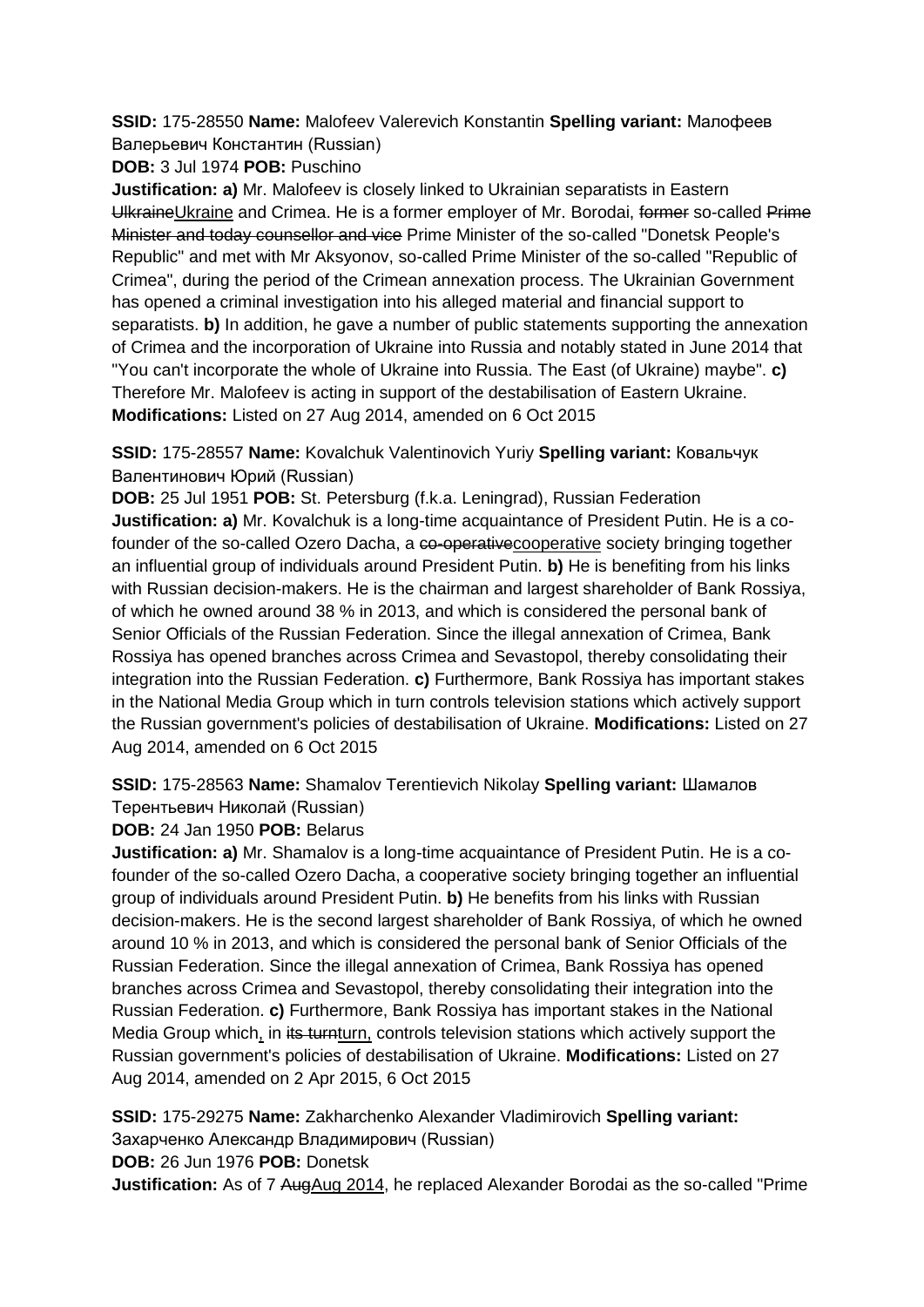**SSID:** 175-28550 **Name:** Malofeev Valerevich Konstantin **Spelling variant:** Малофеев Валерьевич Константин (Russian)

**DOB:** 3 Jul 1974 **POB:** Puschino

**Justification: a)** Mr. Malofeev is closely linked to Ukrainian separatists in Eastern ~~Ulkraine~~Ukraine and Crimea. He is a former employer of Mr. Borodai, ~~former~~ so-called ~~Prime Minister and today counsellor and vice~~ Prime Minister of the so-called "Donetsk People's Republic" and met with Mr Aksyonov, so-called Prime Minister of the so-called "Republic of Crimea", during the period of the Crimean annexation process. The Ukrainian Government has opened a criminal investigation into his alleged material and financial support to separatists. **b)** In addition, he gave a number of public statements supporting the annexation of Crimea and the incorporation of Ukraine into Russia and notably stated in June 2014 that "You can't incorporate the whole of Ukraine into Russia. The East (of Ukraine) maybe". **c)** Therefore Mr. Malofeev is acting in support of the destabilisation of Eastern Ukraine. **Modifications:** Listed on 27 Aug 2014, amended on 6 Oct 2015

**SSID:** 175-28557 **Name:** Kovalchuk Valentinovich Yuriy **Spelling variant:** Ковальчук Валентинович Юрий (Russian)

**DOB:** 25 Jul 1951 **POB:** St. Petersburg (f.k.a. Leningrad), Russian Federation

**Justification: a)** Mr. Kovalchuk is a long-time acquaintance of President Putin. He is a co-founder of the so-called Ozero Dacha, a ~~co-operative~~cooperative society bringing together an influential group of individuals around President Putin. **b)** He is benefiting from his links with Russian decision-makers. He is the chairman and largest shareholder of Bank Rossiya, of which he owned around 38 % in 2013, and which is considered the personal bank of Senior Officials of the Russian Federation. Since the illegal annexation of Crimea, Bank Rossiya has opened branches across Crimea and Sevastopol, thereby consolidating their integration into the Russian Federation. **c)** Furthermore, Bank Rossiya has important stakes in the National Media Group which in turn controls television stations which actively support the Russian government's policies of destabilisation of Ukraine. **Modifications:** Listed on 27 Aug 2014, amended on 6 Oct 2015

**SSID:** 175-28563 **Name:** Shamalov Terentievich Nikolay **Spelling variant:** Шамалов Терентьевич Николай (Russian)

**DOB:** 24 Jan 1950 **POB:** Belarus

**Justification: a)** Mr. Shamalov is a long-time acquaintance of President Putin. He is a co-founder of the so-called Ozero Dacha, a cooperative society bringing together an influential group of individuals around President Putin. **b)** He benefits from his links with Russian decision-makers. He is the second largest shareholder of Bank Rossiya, of which he owned around 10 % in 2013, and which is considered the personal bank of Senior Officials of the Russian Federation. Since the illegal annexation of Crimea, Bank Rossiya has opened branches across Crimea and Sevastopol, thereby consolidating their integration into the Russian Federation. **c)** Furthermore, Bank Rossiya has important stakes in the National Media Group which, in ~~its turn~~turn, controls television stations which actively support the Russian government's policies of destabilisation of Ukraine. **Modifications:** Listed on 27 Aug 2014, amended on 2 Apr 2015, 6 Oct 2015

**SSID:** 175-29275 **Name:** Zakharchenko Alexander Vladimirovich **Spelling variant:** Захарченко Александр Владимирович (Russian)

**DOB:** 26 Jun 1976 **POB:** Donetsk

**Justification:** As of 7 ~~Aug~~Aug 2014, he replaced Alexander Borodai as the so-called "Prime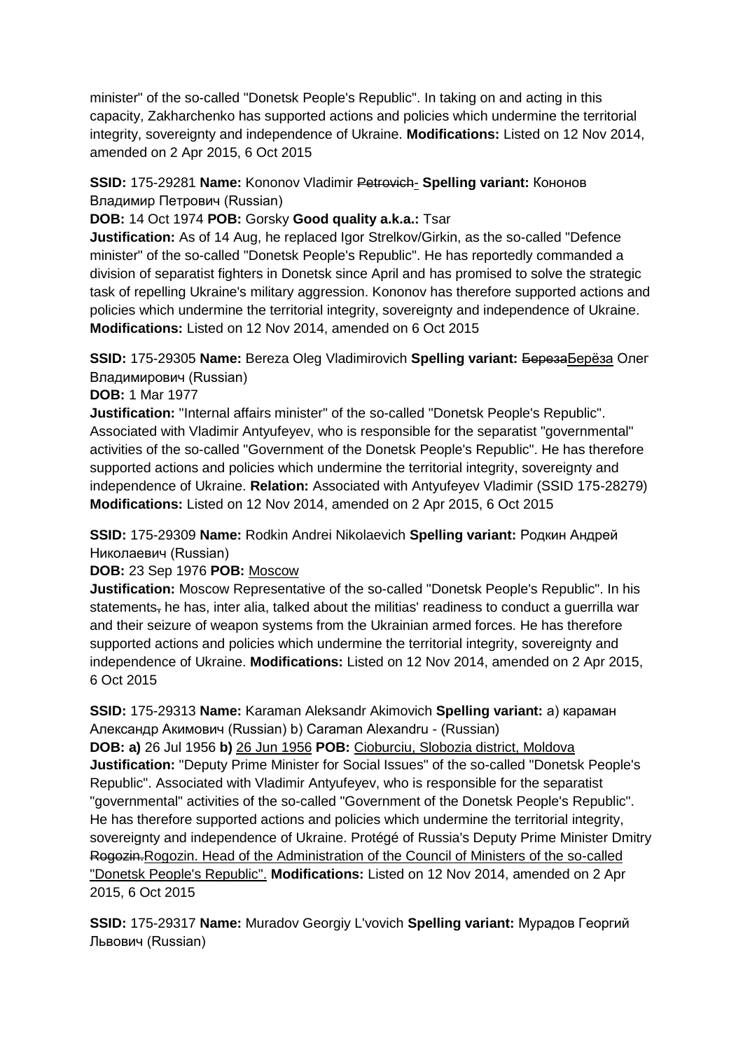minister" of the so-called "Donetsk People's Republic". In taking on and acting in this capacity, Zakharchenko has supported actions and policies which undermine the territorial integrity, sovereignty and independence of Ukraine. **Modifications:** Listed on 12 Nov 2014, amended on 2 Apr 2015, 6 Oct 2015

**SSID:** 175-29281 **Name:** Kononov Vladimir ~~Petrovich~~- **Spelling variant:** Кононов Владимир Петрович (Russian)
**DOB:** 14 Oct 1974 **POB:** Gorsky **Good quality a.k.a.:** Tsar
**Justification:** As of 14 Aug, he replaced Igor Strelkov/Girkin, as the so-called "Defence minister" of the so-called "Donetsk People's Republic". He has reportedly commanded a division of separatist fighters in Donetsk since April and has promised to solve the strategic task of repelling Ukraine's military aggression. Kononov has therefore supported actions and policies which undermine the territorial integrity, sovereignty and independence of Ukraine. **Modifications:** Listed on 12 Nov 2014, amended on 6 Oct 2015

**SSID:** 175-29305 **Name:** Bereza Oleg Vladimirovich **Spelling variant:** ~~Береза~~Берёза Олег Владимирович (Russian)
**DOB:** 1 Mar 1977
**Justification:** "Internal affairs minister" of the so-called "Donetsk People's Republic". Associated with Vladimir Antyufeyev, who is responsible for the separatist "governmental" activities of the so-called "Government of the Donetsk People's Republic". He has therefore supported actions and policies which undermine the territorial integrity, sovereignty and independence of Ukraine. **Relation:** Associated with Antyufeyev Vladimir (SSID 175-28279) **Modifications:** Listed on 12 Nov 2014, amended on 2 Apr 2015, 6 Oct 2015

**SSID:** 175-29309 **Name:** Rodkin Andrei Nikolaevich **Spelling variant:** Родкин Андрей Николаевич (Russian)
**DOB:** 23 Sep 1976 **POB:** Moscow
**Justification:** Moscow Representative of the so-called "Donetsk People's Republic". In his statements~~,~~ he has, inter alia, talked about the militias' readiness to conduct a guerrilla war and their seizure of weapon systems from the Ukrainian armed forces. He has therefore supported actions and policies which undermine the territorial integrity, sovereignty and independence of Ukraine. **Modifications:** Listed on 12 Nov 2014, amended on 2 Apr 2015, 6 Oct 2015

**SSID:** 175-29313 **Name:** Karaman Aleksandr Akimovich **Spelling variant:** a) караман Александр Акимович (Russian) b) Caraman Alexandru - (Russian)
**DOB: a)** 26 Jul 1956 **b)** 26 Jun 1956 **POB:** Cioburciu, Slobozia district, Moldova
**Justification:** "Deputy Prime Minister for Social Issues" of the so-called "Donetsk People's Republic". Associated with Vladimir Antyufeyev, who is responsible for the separatist "governmental" activities of the so-called "Government of the Donetsk People's Republic". He has therefore supported actions and policies which undermine the territorial integrity, sovereignty and independence of Ukraine. Protégé of Russia's Deputy Prime Minister Dmitry ~~Rogozin.~~Rogozin. Head of the Administration of the Council of Ministers of the so-called "Donetsk People's Republic". **Modifications:** Listed on 12 Nov 2014, amended on 2 Apr 2015, 6 Oct 2015

**SSID:** 175-29317 **Name:** Muradov Georgiy L'vovich **Spelling variant:** Мурадов Георгий Львович (Russian)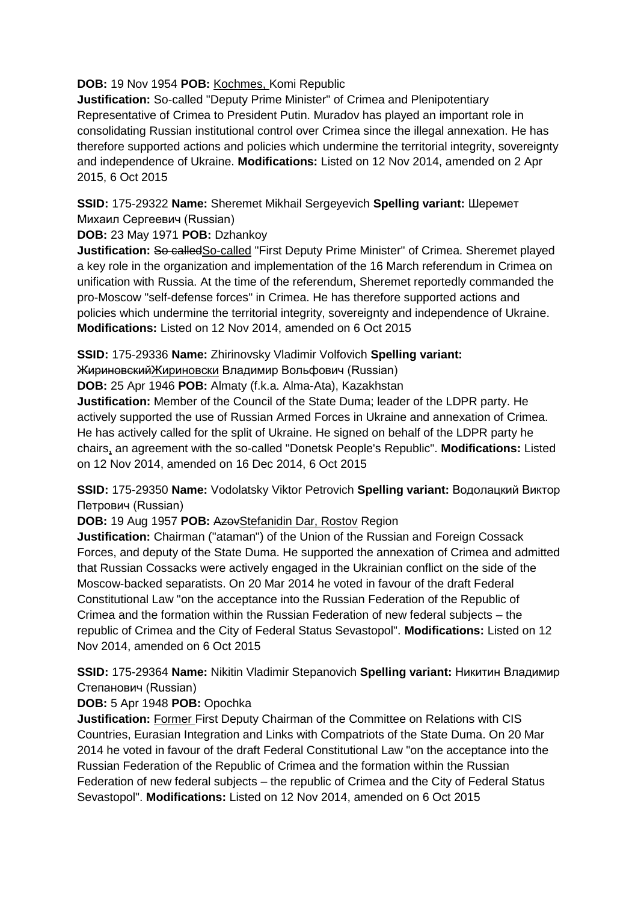**DOB:** 19 Nov 1954 **POB:** Kochmes, Komi Republic
**Justification:** So-called "Deputy Prime Minister" of Crimea and Plenipotentiary Representative of Crimea to President Putin. Muradov has played an important role in consolidating Russian institutional control over Crimea since the illegal annexation. He has therefore supported actions and policies which undermine the territorial integrity, sovereignty and independence of Ukraine. **Modifications:** Listed on 12 Nov 2014, amended on 2 Apr 2015, 6 Oct 2015

**SSID:** 175-29322 **Name:** Sheremet Mikhail Sergeyevich **Spelling variant:** Шеремет Михаил Сергеевич (Russian)
**DOB:** 23 May 1971 **POB:** Dzhankoy
**Justification:** ~~So called~~So-called "First Deputy Prime Minister" of Crimea. Sheremet played a key role in the organization and implementation of the 16 March referendum in Crimea on unification with Russia. At the time of the referendum, Sheremet reportedly commanded the pro-Moscow "self-defense forces" in Crimea. He has therefore supported actions and policies which undermine the territorial integrity, sovereignty and independence of Ukraine. **Modifications:** Listed on 12 Nov 2014, amended on 6 Oct 2015

**SSID:** 175-29336 **Name:** Zhirinovsky Vladimir Volfovich **Spelling variant:** ~~Жириновский~~Жириновски Владимир Вольфович (Russian)
**DOB:** 25 Apr 1946 **POB:** Almaty (f.k.a. Alma-Ata), Kazakhstan
**Justification:** Member of the Council of the State Duma; leader of the LDPR party. He actively supported the use of Russian Armed Forces in Ukraine and annexation of Crimea. He has actively called for the split of Ukraine. He signed on behalf of the LDPR party he chairs, an agreement with the so-called "Donetsk People's Republic". **Modifications:** Listed on 12 Nov 2014, amended on 16 Dec 2014, 6 Oct 2015

**SSID:** 175-29350 **Name:** Vodolatsky Viktor Petrovich **Spelling variant:** Водолацкий Виктор Петрович (Russian)
**DOB:** 19 Aug 1957 **POB:** ~~Azov~~Stefanidin Dar, Rostov Region
**Justification:** Chairman ("ataman") of the Union of the Russian and Foreign Cossack Forces, and deputy of the State Duma. He supported the annexation of Crimea and admitted that Russian Cossacks were actively engaged in the Ukrainian conflict on the side of the Moscow-backed separatists. On 20 Mar 2014 he voted in favour of the draft Federal Constitutional Law "on the acceptance into the Russian Federation of the Republic of Crimea and the formation within the Russian Federation of new federal subjects – the republic of Crimea and the City of Federal Status Sevastopol". **Modifications:** Listed on 12 Nov 2014, amended on 6 Oct 2015

**SSID:** 175-29364 **Name:** Nikitin Vladimir Stepanovich **Spelling variant:** Никитин Владимир Степанович (Russian)
**DOB:** 5 Apr 1948 **POB:** Opochka
**Justification:** Former First Deputy Chairman of the Committee on Relations with CIS Countries, Eurasian Integration and Links with Compatriots of the State Duma. On 20 Mar 2014 he voted in favour of the draft Federal Constitutional Law "on the acceptance into the Russian Federation of the Republic of Crimea and the formation within the Russian Federation of new federal subjects – the republic of Crimea and the City of Federal Status Sevastopol". **Modifications:** Listed on 12 Nov 2014, amended on 6 Oct 2015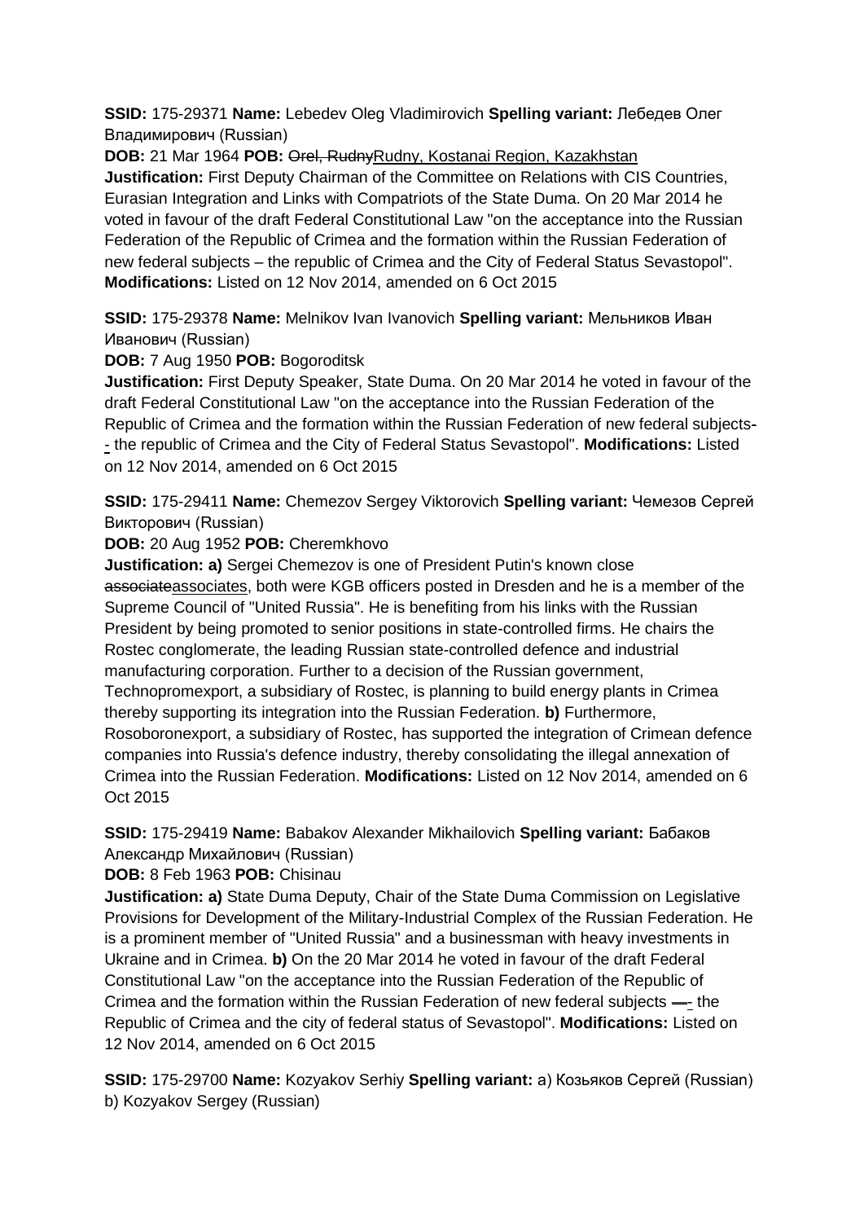**SSID:** 175-29371 **Name:** Lebedev Oleg Vladimirovich **Spelling variant:** Лебедев Олег Владимирович (Russian)

**DOB:** 21 Mar 1964 **POB:** ~~Orel, Rudny~~Rudny, Kostanai Region, Kazakhstan

**Justification:** First Deputy Chairman of the Committee on Relations with CIS Countries, Eurasian Integration and Links with Compatriots of the State Duma. On 20 Mar 2014 he voted in favour of the draft Federal Constitutional Law "on the acceptance into the Russian Federation of the Republic of Crimea and the formation within the Russian Federation of new federal subjects – the republic of Crimea and the City of Federal Status Sevastopol". **Modifications:** Listed on 12 Nov 2014, amended on 6 Oct 2015

**SSID:** 175-29378 **Name:** Melnikov Ivan Ivanovich **Spelling variant:** Мельников Иван Иванович (Russian)

**DOB:** 7 Aug 1950 **POB:** Bogoroditsk

**Justification:** First Deputy Speaker, State Duma. On 20 Mar 2014 he voted in favour of the draft Federal Constitutional Law "on the acceptance into the Russian Federation of the Republic of Crimea and the formation within the Russian Federation of new federal subjects-- the republic of Crimea and the City of Federal Status Sevastopol". **Modifications:** Listed on 12 Nov 2014, amended on 6 Oct 2015

**SSID:** 175-29411 **Name:** Chemezov Sergey Viktorovich **Spelling variant:** Чемезов Сергей Викторович (Russian)

**DOB:** 20 Aug 1952 **POB:** Cheremkhovo

**Justification:** **a)** Sergei Chemezov is one of President Putin's known close ~~associate~~associates, both were KGB officers posted in Dresden and he is a member of the Supreme Council of "United Russia". He is benefiting from his links with the Russian President by being promoted to senior positions in state-controlled firms. He chairs the Rostec conglomerate, the leading Russian state-controlled defence and industrial manufacturing corporation. Further to a decision of the Russian government, Technopromexport, a subsidiary of Rostec, is planning to build energy plants in Crimea thereby supporting its integration into the Russian Federation. **b)** Furthermore, Rosoboronexport, a subsidiary of Rostec, has supported the integration of Crimean defence companies into Russia's defence industry, thereby consolidating the illegal annexation of Crimea into the Russian Federation. **Modifications:** Listed on 12 Nov 2014, amended on 6 Oct 2015

**SSID:** 175-29419 **Name:** Babakov Alexander Mikhailovich **Spelling variant:** Бабаков Александр Михайлович (Russian)

**DOB:** 8 Feb 1963 **POB:** Chisinau

**Justification:** **a)** State Duma Deputy, Chair of the State Duma Commission on Legislative Provisions for Development of the Military-Industrial Complex of the Russian Federation. He is a prominent member of "United Russia" and a businessman with heavy investments in Ukraine and in Crimea. **b)** On the 20 Mar 2014 he voted in favour of the draft Federal Constitutional Law "on the acceptance into the Russian Federation of the Republic of Crimea and the formation within the Russian Federation of new federal subjects ~~—~~- the Republic of Crimea and the city of federal status of Sevastopol". **Modifications:** Listed on 12 Nov 2014, amended on 6 Oct 2015

**SSID:** 175-29700 **Name:** Kozyakov Serhiy **Spelling variant:** a) Козьяков Сергей (Russian) b) Kozyakov Sergey (Russian)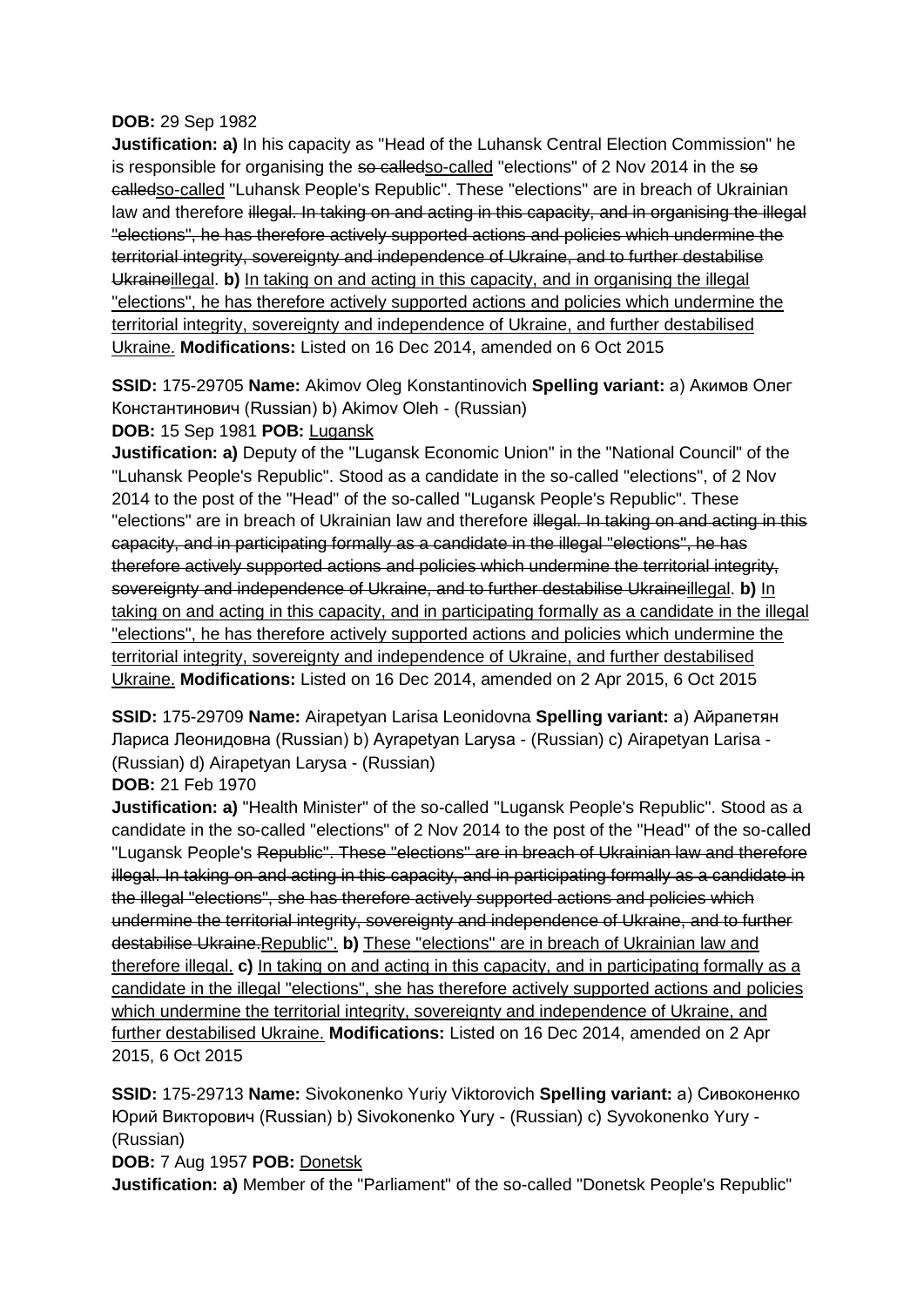**DOB:** 29 Sep 1982

**Justification: a)** In his capacity as "Head of the Luhansk Central Election Commission" he is responsible for organising the ~~so called~~<u>so-called</u> "elections" of 2 Nov 2014 in the ~~so called~~<u>so-called</u> "Luhansk People's Republic". These "elections" are in breach of Ukrainian law and therefore ~~illegal. In taking on and acting in this capacity, and in organising the illegal "elections", he has therefore actively supported actions and policies which undermine the territorial integrity, sovereignty and independence of Ukraine, and to further destabilise Ukraine~~<u>illegal</u>. **b)** <u>In taking on and acting in this capacity, and in organising the illegal "elections", he has therefore actively supported actions and policies which undermine the territorial integrity, sovereignty and independence of Ukraine, and further destabilised Ukraine.</u> **Modifications:** Listed on 16 Dec 2014, amended on 6 Oct 2015

**SSID:** 175-29705 **Name:** Akimov Oleg Konstantinovich **Spelling variant:** a) Акимов Олег Константинович (Russian) b) Akimov Oleh - (Russian)

**DOB:** 15 Sep 1981 **POB:** <u>Lugansk</u>

**Justification: a)** Deputy of the "Lugansk Economic Union" in the "National Council" of the "Luhansk People's Republic". Stood as a candidate in the so-called "elections", of 2 Nov 2014 to the post of the "Head" of the so-called "Lugansk People's Republic". These "elections" are in breach of Ukrainian law and therefore ~~illegal. In taking on and acting in this capacity, and in participating formally as a candidate in the illegal "elections", he has therefore actively supported actions and policies which undermine the territorial integrity, sovereignty and independence of Ukraine, and to further destabilise Ukraine~~<u>illegal</u>. **b)** <u>In taking on and acting in this capacity, and in participating formally as a candidate in the illegal "elections", he has therefore actively supported actions and policies which undermine the territorial integrity, sovereignty and independence of Ukraine, and further destabilised Ukraine.</u> **Modifications:** Listed on 16 Dec 2014, amended on 2 Apr 2015, 6 Oct 2015

**SSID:** 175-29709 **Name:** Airapetyan Larisa Leonidovna **Spelling variant:** a) Айрапетян Лариса Леонидовна (Russian) b) Ayrapetyan Larysa - (Russian) c) Airapetyan Larisa - (Russian) d) Airapetyan Larysa - (Russian)

**DOB:** 21 Feb 1970

**Justification: a)** "Health Minister" of the so-called "Lugansk People's Republic". Stood as a candidate in the so-called "elections" of 2 Nov 2014 to the post of the "Head" of the so-called "Lugansk People's ~~Republic". These "elections" are in breach of Ukrainian law and therefore illegal. In taking on and acting in this capacity, and in participating formally as a candidate in the illegal "elections", she has therefore actively supported actions and policies which undermine the territorial integrity, sovereignty and independence of Ukraine, and to further destabilise Ukraine.~~<u>Republic".</u> **b)** <u>These "elections" are in breach of Ukrainian law and therefore illegal.</u> **c)** <u>In taking on and acting in this capacity, and in participating formally as a candidate in the illegal "elections", she has therefore actively supported actions and policies which undermine the territorial integrity, sovereignty and independence of Ukraine, and further destabilised Ukraine.</u> **Modifications:** Listed on 16 Dec 2014, amended on 2 Apr 2015, 6 Oct 2015

**SSID:** 175-29713 **Name:** Sivokonenko Yuriy Viktorovich **Spelling variant:** a) Сивоконенко Юрий Викторович (Russian) b) Sivokonenko Yury - (Russian) c) Syvokonenko Yury - (Russian)

**DOB:** 7 Aug 1957 **POB:** <u>Donetsk</u>

**Justification: a)** Member of the "Parliament" of the so-called "Donetsk People's Republic"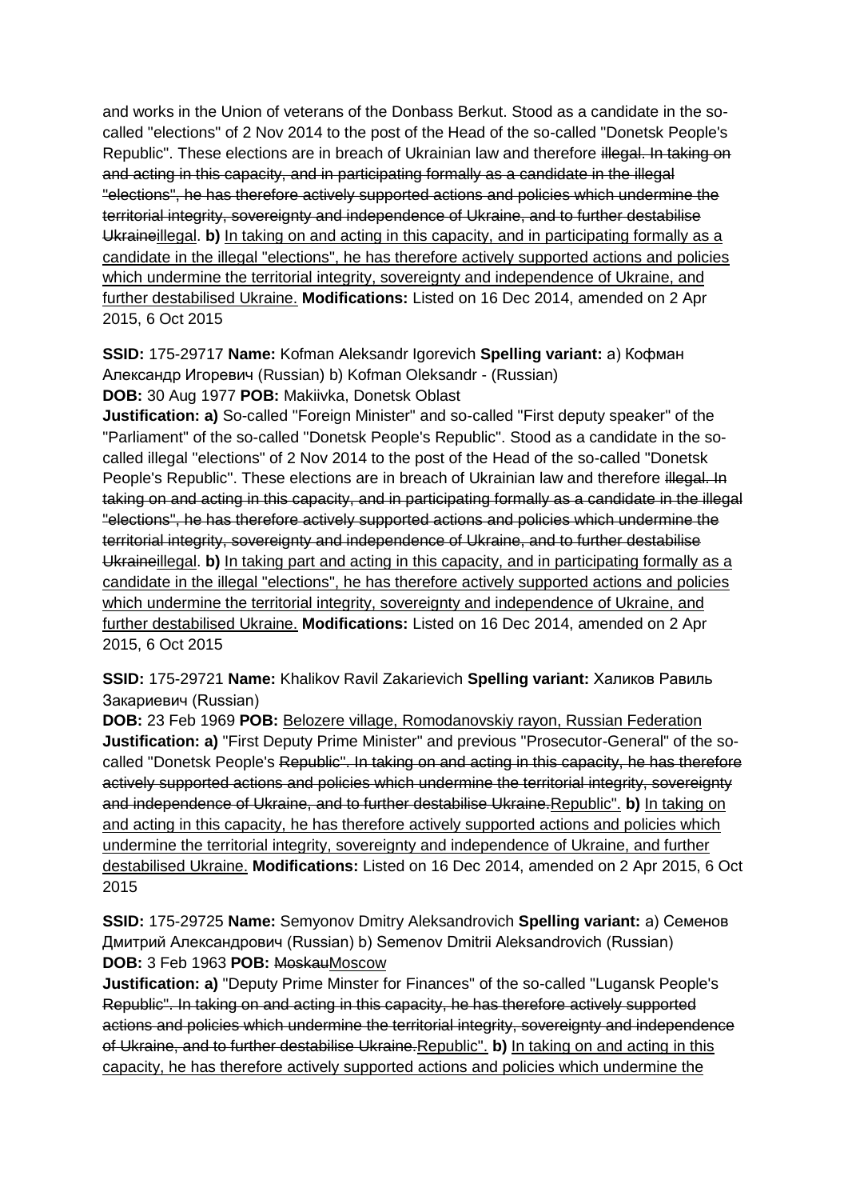and works in the Union of veterans of the Donbass Berkut. Stood as a candidate in the so-called "elections" of 2 Nov 2014 to the post of the Head of the so-called "Donetsk People's Republic". These elections are in breach of Ukrainian law and therefore ~~illegal. In taking on and acting in this capacity, and in participating formally as a candidate in the illegal "elections", he has therefore actively supported actions and policies which undermine the territorial integrity, sovereignty and independence of Ukraine, and to further destabilise Ukraine~~illegal. **b)** In taking on and acting in this capacity, and in participating formally as a candidate in the illegal "elections", he has therefore actively supported actions and policies which undermine the territorial integrity, sovereignty and independence of Ukraine, and further destabilised Ukraine. **Modifications:** Listed on 16 Dec 2014, amended on 2 Apr 2015, 6 Oct 2015

**SSID:** 175-29717 **Name:** Kofman Aleksandr Igorevich **Spelling variant:** a) Кофман Александр Игоревич (Russian) b) Kofman Oleksandr - (Russian)
**DOB:** 30 Aug 1977 **POB:** Makiivka, Donetsk Oblast
**Justification: a)** So-called "Foreign Minister" and so-called "First deputy speaker" of the "Parliament" of the so-called "Donetsk People's Republic". Stood as a candidate in the so-called illegal "elections" of 2 Nov 2014 to the post of the Head of the so-called "Donetsk People's Republic". These elections are in breach of Ukrainian law and therefore ~~illegal. In taking on and acting in this capacity, and in participating formally as a candidate in the illegal "elections", he has therefore actively supported actions and policies which undermine the territorial integrity, sovereignty and independence of Ukraine, and to further destabilise Ukraine~~illegal. **b)** In taking part and acting in this capacity, and in participating formally as a candidate in the illegal "elections", he has therefore actively supported actions and policies which undermine the territorial integrity, sovereignty and independence of Ukraine, and further destabilised Ukraine. **Modifications:** Listed on 16 Dec 2014, amended on 2 Apr 2015, 6 Oct 2015

**SSID:** 175-29721 **Name:** Khalikov Ravil Zakarievich **Spelling variant:** Халиков Равиль Закариевич (Russian)
**DOB:** 23 Feb 1969 **POB:** Belozere village, Romodanovskiy rayon, Russian Federation
**Justification: a)** "First Deputy Prime Minister" and previous "Prosecutor-General" of the so-called "Donetsk People's ~~Republic". In taking on and acting in this capacity, he has therefore actively supported actions and policies which undermine the territorial integrity, sovereignty and independence of Ukraine, and to further destabilise Ukraine.~~Republic". **b)** In taking on and acting in this capacity, he has therefore actively supported actions and policies which undermine the territorial integrity, sovereignty and independence of Ukraine, and further destabilised Ukraine. **Modifications:** Listed on 16 Dec 2014, amended on 2 Apr 2015, 6 Oct 2015

**SSID:** 175-29725 **Name:** Semyonov Dmitry Aleksandrovich **Spelling variant:** a) Семенов Дмитрий Александрович (Russian) b) Semenov Dmitrii Aleksandrovich (Russian)
**DOB:** 3 Feb 1963 **POB:** ~~Moskau~~Moscow
**Justification: a)** "Deputy Prime Minster for Finances" of the so-called "Lugansk People's ~~Republic". In taking on and acting in this capacity, he has therefore actively supported actions and policies which undermine the territorial integrity, sovereignty and independence of Ukraine, and to further destabilise Ukraine.~~Republic". **b)** In taking on and acting in this capacity, he has therefore actively supported actions and policies which undermine the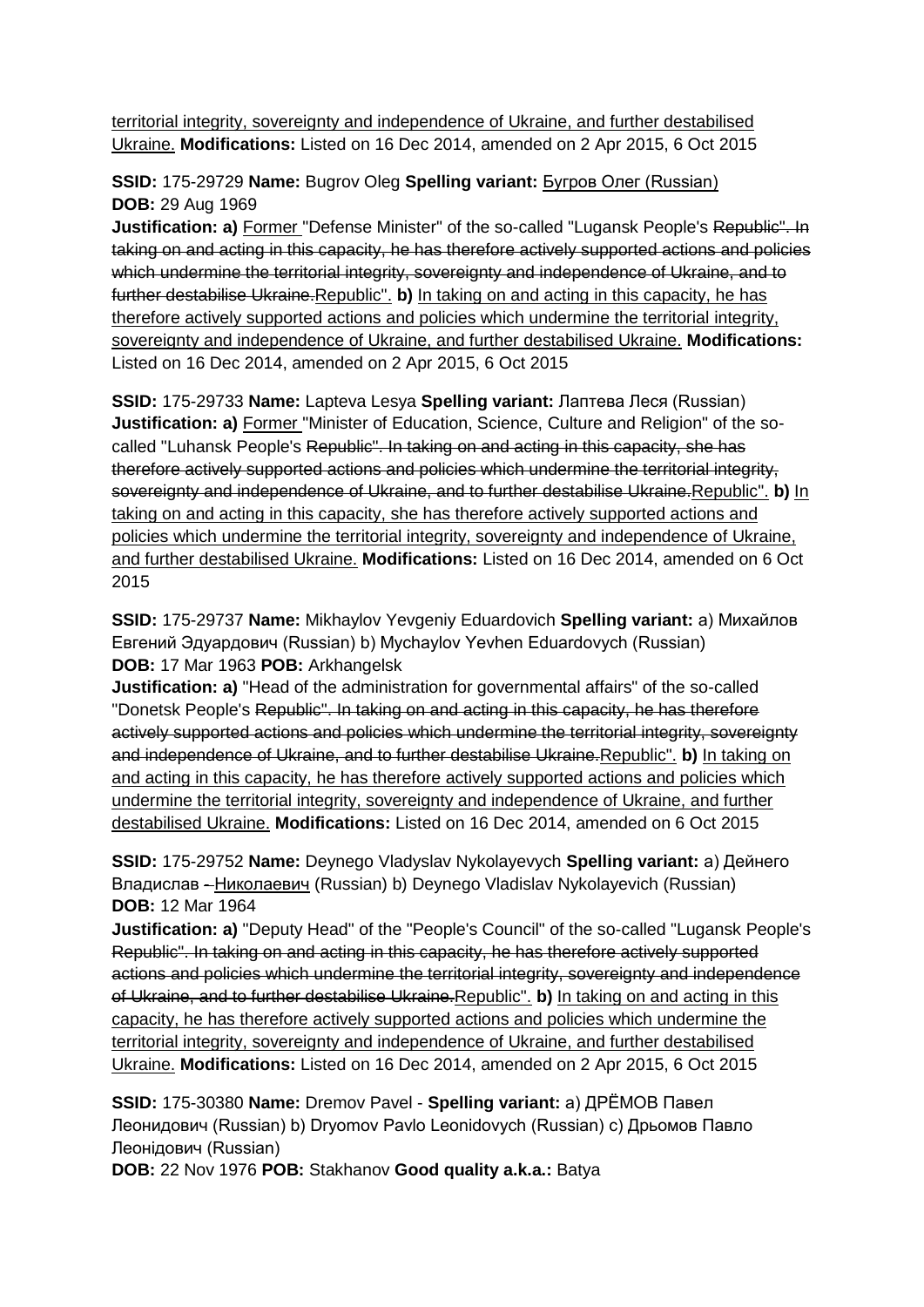territorial integrity, sovereignty and independence of Ukraine, and further destabilised Ukraine. **Modifications:** Listed on 16 Dec 2014, amended on 2 Apr 2015, 6 Oct 2015

**SSID:** 175-29729 **Name:** Bugrov Oleg **Spelling variant:** Бугров Олег (Russian) **DOB:** 29 Aug 1969
**Justification: a)** Former "Defense Minister" of the so-called "Lugansk People's ~~Republic". In taking on and acting in this capacity, he has therefore actively supported actions and policies which undermine the territorial integrity, sovereignty and independence of Ukraine, and to further destabilise Ukraine.~~Republic". **b)** In taking on and acting in this capacity, he has therefore actively supported actions and policies which undermine the territorial integrity, sovereignty and independence of Ukraine, and further destabilised Ukraine. **Modifications:** Listed on 16 Dec 2014, amended on 2 Apr 2015, 6 Oct 2015

**SSID:** 175-29733 **Name:** Lapteva Lesya **Spelling variant:** Лаптева Леся (Russian)
**Justification: a)** Former "Minister of Education, Science, Culture and Religion" of the so-called "Luhansk People's ~~Republic". In taking on and acting in this capacity, she has therefore actively supported actions and policies which undermine the territorial integrity, sovereignty and independence of Ukraine, and to further destabilise Ukraine.~~Republic". **b)** In taking on and acting in this capacity, she has therefore actively supported actions and policies which undermine the territorial integrity, sovereignty and independence of Ukraine, and further destabilised Ukraine. **Modifications:** Listed on 16 Dec 2014, amended on 6 Oct 2015

**SSID:** 175-29737 **Name:** Mikhaylov Yevgeniy Eduardovich **Spelling variant:** a) Михайлов Евгений Эдуардович (Russian) b) Mychaylov Yevhen Eduardovych (Russian)
**DOB:** 17 Mar 1963 **POB:** Arkhangelsk
**Justification: a)** "Head of the administration for governmental affairs" of the so-called "Donetsk People's ~~Republic". In taking on and acting in this capacity, he has therefore actively supported actions and policies which undermine the territorial integrity, sovereignty and independence of Ukraine, and to further destabilise Ukraine.~~Republic". **b)** In taking on and acting in this capacity, he has therefore actively supported actions and policies which undermine the territorial integrity, sovereignty and independence of Ukraine, and further destabilised Ukraine. **Modifications:** Listed on 16 Dec 2014, amended on 6 Oct 2015

**SSID:** 175-29752 **Name:** Deynego Vladyslav Nykolayevych **Spelling variant:** a) Дейнего Владислав ~~-~~Николаевич (Russian) b) Deynego Vladislav Nykolayevich (Russian)
**DOB:** 12 Mar 1964
**Justification: a)** "Deputy Head" of the "People's Council" of the so-called "Lugansk People's ~~Republic". In taking on and acting in this capacity, he has therefore actively supported actions and policies which undermine the territorial integrity, sovereignty and independence of Ukraine, and to further destabilise Ukraine.~~Republic". **b)** In taking on and acting in this capacity, he has therefore actively supported actions and policies which undermine the territorial integrity, sovereignty and independence of Ukraine, and further destabilised Ukraine. **Modifications:** Listed on 16 Dec 2014, amended on 2 Apr 2015, 6 Oct 2015

**SSID:** 175-30380 **Name:** Dremov Pavel - **Spelling variant:** a) ДРЁМОВ Павел Леонидович (Russian) b) Dryomov Pavlo Leonidovych (Russian) c) Дрьомов Павло Леонідович (Russian)
**DOB:** 22 Nov 1976 **POB:** Stakhanov **Good quality a.k.a.:** Batya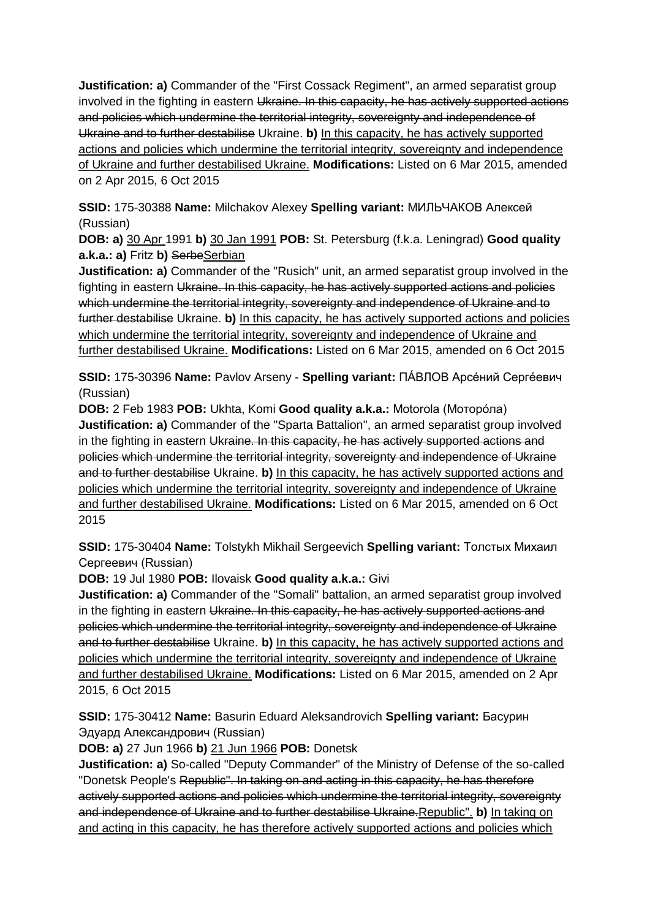**Justification: a)** Commander of the "First Cossack Regiment", an armed separatist group involved in the fighting in eastern ~~Ukraine. In this capacity, he has actively supported actions and policies which undermine the territorial integrity, sovereignty and independence of Ukraine and to further destabilise~~ Ukraine. **b)** <u>In this capacity, he has actively supported actions and policies which undermine the territorial integrity, sovereignty and independence of Ukraine and further destabilised Ukraine.</u> **Modifications:** Listed on 6 Mar 2015, amended on 2 Apr 2015, 6 Oct 2015

**SSID:** 175-30388 **Name:** Milchakov Alexey **Spelling variant:** МИЛЬЧАКОВ Алексей (Russian)
**DOB: a)** <u>30 Apr</u> 1991 **b)** <u>30 Jan 1991</u> **POB:** St. Petersburg (f.k.a. Leningrad) **Good quality a.k.a.: a)** Fritz **b)** ~~Serbe~~<u>Serbian</u>
**Justification: a)** Commander of the "Rusich" unit, an armed separatist group involved in the fighting in eastern ~~Ukraine. In this capacity, he has actively supported actions and policies which undermine the territorial integrity, sovereignty and independence of Ukraine and to further destabilise~~ Ukraine. **b)** <u>In this capacity, he has actively supported actions and policies which undermine the territorial integrity, sovereignty and independence of Ukraine and further destabilised Ukraine.</u> **Modifications:** Listed on 6 Mar 2015, amended on 6 Oct 2015

**SSID:** 175-30396 **Name:** Pavlov Arseny - **Spelling variant:** ПÁВЛОВ Арсéний Сергéевич (Russian)
**DOB:** 2 Feb 1983 **POB:** Ukhta, Komi **Good quality a.k.a.:** Motorola (Моторóла)
**Justification: a)** Commander of the "Sparta Battalion", an armed separatist group involved in the fighting in eastern ~~Ukraine. In this capacity, he has actively supported actions and policies which undermine the territorial integrity, sovereignty and independence of Ukraine and to further destabilise~~ Ukraine. **b)** <u>In this capacity, he has actively supported actions and policies which undermine the territorial integrity, sovereignty and independence of Ukraine and further destabilised Ukraine.</u> **Modifications:** Listed on 6 Mar 2015, amended on 6 Oct 2015

**SSID:** 175-30404 **Name:** Tolstykh Mikhail Sergeevich **Spelling variant:** Толстых Михаил Сергеевич (Russian)
**DOB:** 19 Jul 1980 **POB:** Ilovaisk **Good quality a.k.a.:** Givi
**Justification: a)** Commander of the "Somali" battalion, an armed separatist group involved in the fighting in eastern ~~Ukraine. In this capacity, he has actively supported actions and policies which undermine the territorial integrity, sovereignty and independence of Ukraine and to further destabilise~~ Ukraine. **b)** <u>In this capacity, he has actively supported actions and policies which undermine the territorial integrity, sovereignty and independence of Ukraine and further destabilised Ukraine.</u> **Modifications:** Listed on 6 Mar 2015, amended on 2 Apr 2015, 6 Oct 2015

**SSID:** 175-30412 **Name:** Basurin Eduard Aleksandrovich **Spelling variant:** Басурин Эдуард Александрович (Russian)
**DOB: a)** 27 Jun 1966 **b)** <u>21 Jun 1966</u> **POB:** Donetsk
**Justification: a)** So-called "Deputy Commander" of the Ministry of Defense of the so-called "Donetsk People's ~~Republic". In taking on and acting in this capacity, he has therefore actively supported actions and policies which undermine the territorial integrity, sovereignty and independence of Ukraine and to further destabilise Ukraine.~~<u>Republic".</u> **b)** <u>In taking on and acting in this capacity, he has therefore actively supported actions and policies which</u>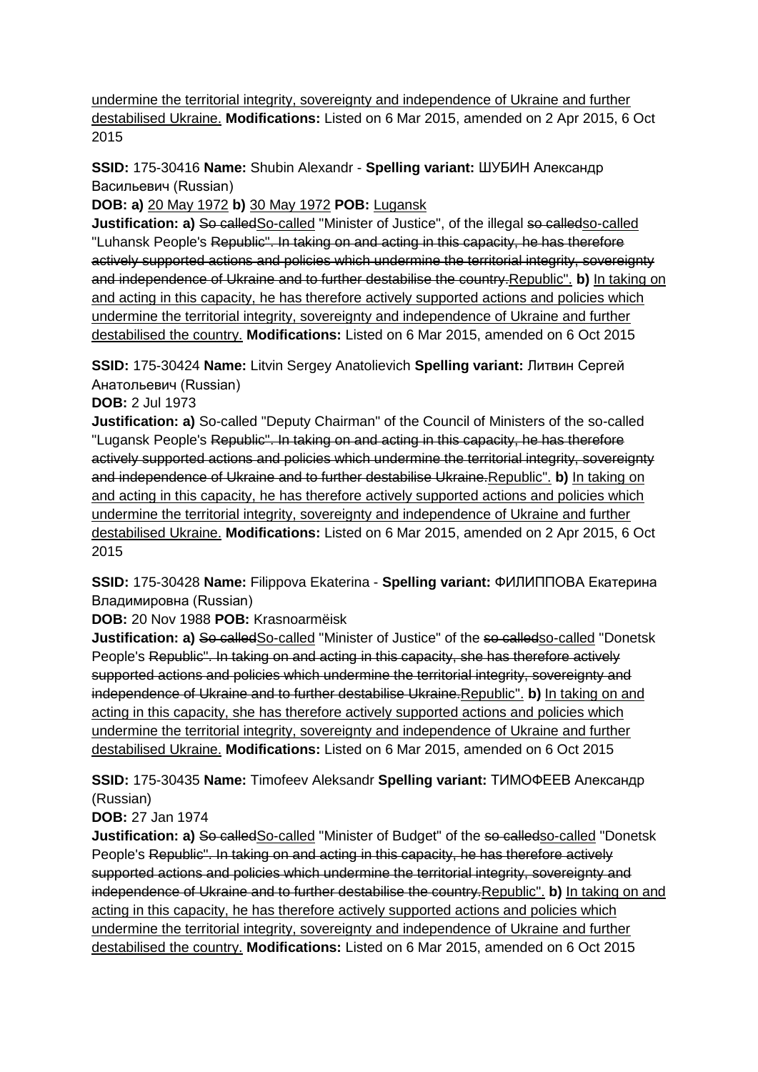undermine the territorial integrity, sovereignty and independence of Ukraine and further destabilised Ukraine. **Modifications:** Listed on 6 Mar 2015, amended on 2 Apr 2015, 6 Oct 2015

**SSID:** 175-30416 **Name:** Shubin Alexandr - **Spelling variant:** ШУБИН Александр Васильевич (Russian)
**DOB: a)** 20 May 1972 **b)** 30 May 1972 **POB:** Lugansk
**Justification: a)** ~~So called~~So-called "Minister of Justice", of the illegal ~~so called~~so-called "Luhansk People's ~~Republic". In taking on and acting in this capacity, he has therefore actively supported actions and policies which undermine the territorial integrity, sovereignty and independence of Ukraine and to further destabilise the country.~~Republic". **b)** In taking on and acting in this capacity, he has therefore actively supported actions and policies which undermine the territorial integrity, sovereignty and independence of Ukraine and further destabilised the country. **Modifications:** Listed on 6 Mar 2015, amended on 6 Oct 2015

**SSID:** 175-30424 **Name:** Litvin Sergey Anatolievich **Spelling variant:** Литвин Сергей Анатольевич (Russian)
**DOB:** 2 Jul 1973
**Justification: a)** So-called "Deputy Chairman" of the Council of Ministers of the so-called "Lugansk People's ~~Republic". In taking on and acting in this capacity, he has therefore actively supported actions and policies which undermine the territorial integrity, sovereignty and independence of Ukraine and to further destabilise Ukraine.~~Republic". **b)** In taking on and acting in this capacity, he has therefore actively supported actions and policies which undermine the territorial integrity, sovereignty and independence of Ukraine and further destabilised Ukraine. **Modifications:** Listed on 6 Mar 2015, amended on 2 Apr 2015, 6 Oct 2015

**SSID:** 175-30428 **Name:** Filippova Ekaterina - **Spelling variant:** ФИЛИППОВА Екатерина Владимировна (Russian)
**DOB:** 20 Nov 1988 **POB:** Krasnoarmëisk
**Justification: a)** ~~So called~~So-called "Minister of Justice" of the ~~so called~~so-called "Donetsk People's ~~Republic". In taking on and acting in this capacity, she has therefore actively supported actions and policies which undermine the territorial integrity, sovereignty and independence of Ukraine and to further destabilise Ukraine.~~Republic". **b)** In taking on and acting in this capacity, she has therefore actively supported actions and policies which undermine the territorial integrity, sovereignty and independence of Ukraine and further destabilised Ukraine. **Modifications:** Listed on 6 Mar 2015, amended on 6 Oct 2015

**SSID:** 175-30435 **Name:** Timofeev Aleksandr **Spelling variant:** ТИМОФЕЕВ Александр (Russian)
**DOB:** 27 Jan 1974
**Justification: a)** ~~So called~~So-called "Minister of Budget" of the ~~so called~~so-called "Donetsk People's ~~Republic". In taking on and acting in this capacity, he has therefore actively supported actions and policies which undermine the territorial integrity, sovereignty and independence of Ukraine and to further destabilise the country.~~Republic". **b)** In taking on and acting in this capacity, he has therefore actively supported actions and policies which undermine the territorial integrity, sovereignty and independence of Ukraine and further destabilised the country. **Modifications:** Listed on 6 Mar 2015, amended on 6 Oct 2015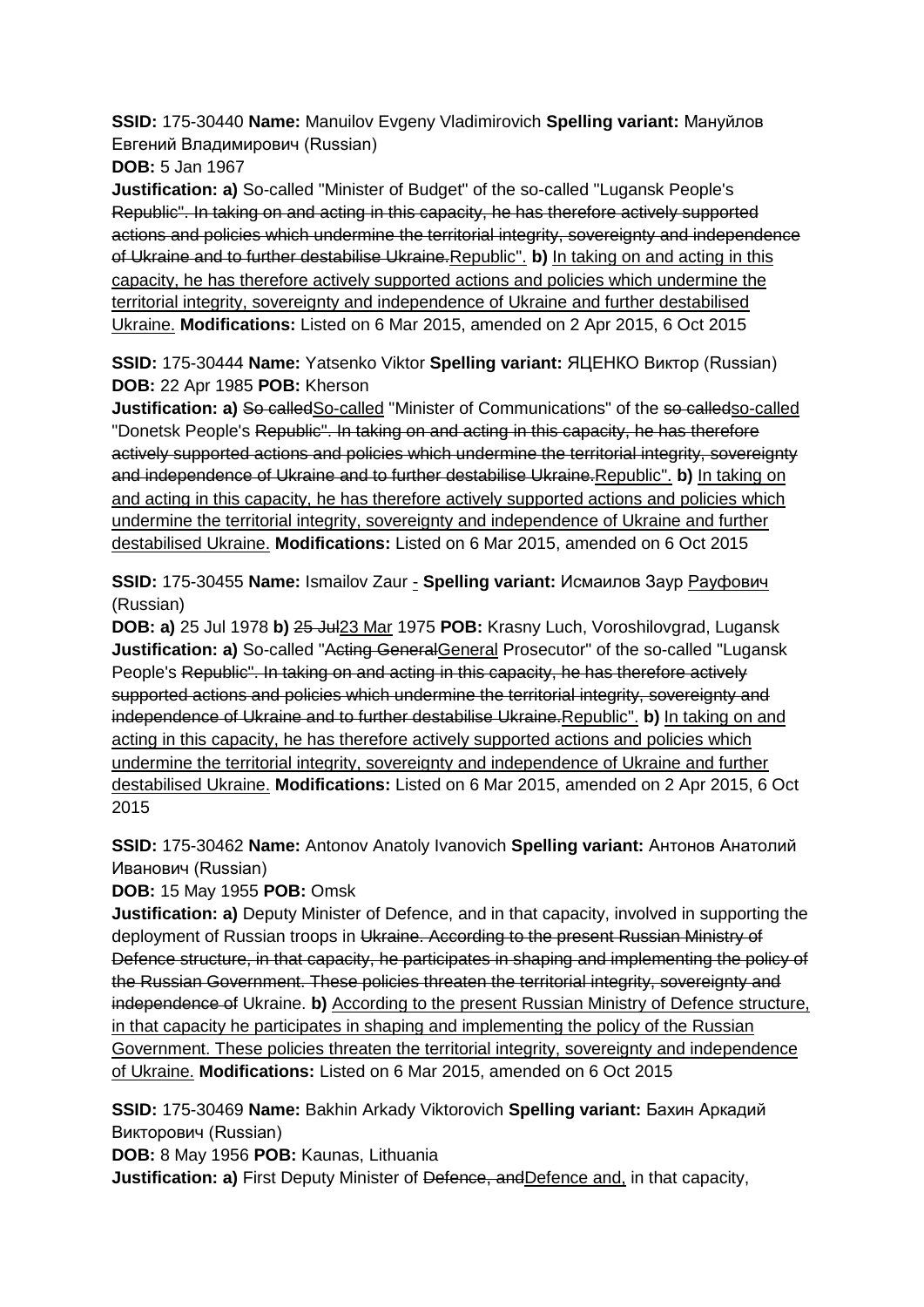**SSID:** 175-30440 **Name:** Manuilov Evgeny Vladimirovich **Spelling variant:** Мануйлов Евгений Владимирович (Russian)
**DOB:** 5 Jan 1967
**Justification: a)** So-called "Minister of Budget" of the so-called "Lugansk People's ~~Republic". In taking on and acting in this capacity, he has therefore actively supported actions and policies which undermine the territorial integrity, sovereignty and independence of Ukraine and to further destabilise Ukraine.~~Republic". **b)** In taking on and acting in this capacity, he has therefore actively supported actions and policies which undermine the territorial integrity, sovereignty and independence of Ukraine and further destabilised Ukraine. **Modifications:** Listed on 6 Mar 2015, amended on 2 Apr 2015, 6 Oct 2015

**SSID:** 175-30444 **Name:** Yatsenko Viktor **Spelling variant:** ЯЦЕНКО Виктор (Russian)
**DOB:** 22 Apr 1985 **POB:** Kherson
**Justification: a)** ~~So called~~So-called "Minister of Communications" of the ~~so called~~so-called "Donetsk People's ~~Republic". In taking on and acting in this capacity, he has therefore actively supported actions and policies which undermine the territorial integrity, sovereignty and independence of Ukraine and to further destabilise Ukraine.~~Republic". **b)** In taking on and acting in this capacity, he has therefore actively supported actions and policies which undermine the territorial integrity, sovereignty and independence of Ukraine and further destabilised Ukraine. **Modifications:** Listed on 6 Mar 2015, amended on 6 Oct 2015

**SSID:** 175-30455 **Name:** Ismailov Zaur - **Spelling variant:** Исмаилов Заур Рауфович (Russian)
**DOB: a)** 25 Jul 1978 **b)** ~~25 Jul~~23 Mar 1975 **POB:** Krasny Luch, Voroshilovgrad, Lugansk
**Justification: a)** So-called "~~Acting General~~General Prosecutor" of the so-called "Lugansk People's ~~Republic". In taking on and acting in this capacity, he has therefore actively supported actions and policies which undermine the territorial integrity, sovereignty and independence of Ukraine and to further destabilise Ukraine.~~Republic". **b)** In taking on and acting in this capacity, he has therefore actively supported actions and policies which undermine the territorial integrity, sovereignty and independence of Ukraine and further destabilised Ukraine. **Modifications:** Listed on 6 Mar 2015, amended on 2 Apr 2015, 6 Oct 2015

**SSID:** 175-30462 **Name:** Antonov Anatoly Ivanovich **Spelling variant:** Антонов Анатолий Иванович (Russian)
**DOB:** 15 May 1955 **POB:** Omsk
**Justification: a)** Deputy Minister of Defence, and in that capacity, involved in supporting the deployment of Russian troops in ~~Ukraine. According to the present Russian Ministry of Defence structure, in that capacity, he participates in shaping and implementing the policy of the Russian Government. These policies threaten the territorial integrity, sovereignty and independence of~~ Ukraine. **b)** According to the present Russian Ministry of Defence structure, in that capacity he participates in shaping and implementing the policy of the Russian Government. These policies threaten the territorial integrity, sovereignty and independence of Ukraine. **Modifications:** Listed on 6 Mar 2015, amended on 6 Oct 2015

**SSID:** 175-30469 **Name:** Bakhin Arkady Viktorovich **Spelling variant:** Бахин Аркадий Викторович (Russian)
**DOB:** 8 May 1956 **POB:** Kaunas, Lithuania
**Justification: a)** First Deputy Minister of ~~Defence, and~~Defence and, in that capacity,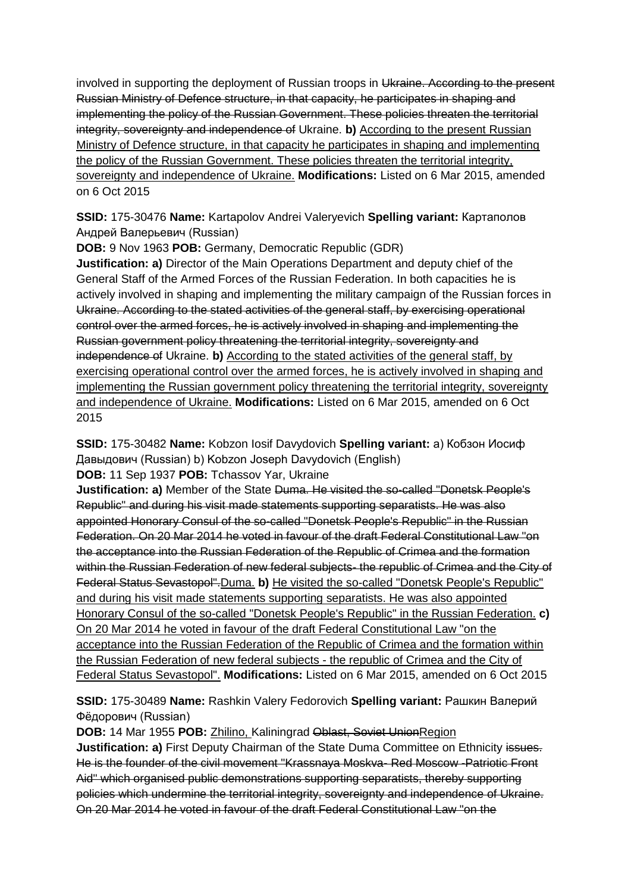involved in supporting the deployment of Russian troops in ~~Ukraine. According to the present Russian Ministry of Defence structure, in that capacity, he participates in shaping and implementing the policy of the Russian Government. These policies threaten the territorial integrity, sovereignty and independence of~~ Ukraine. **b)** <u>According to the present Russian Ministry of Defence structure, in that capacity he participates in shaping and implementing the policy of the Russian Government. These policies threaten the territorial integrity, sovereignty and independence of Ukraine.</u> **Modifications:** Listed on 6 Mar 2015, amended on 6 Oct 2015

**SSID:** 175-30476 **Name:** Kartapolov Andrei Valeryevich **Spelling variant:** Картаполов Андрей Валерьевич (Russian)
**DOB:** 9 Nov 1963 **POB:** Germany, Democratic Republic (GDR)
**Justification: a)** Director of the Main Operations Department and deputy chief of the General Staff of the Armed Forces of the Russian Federation. In both capacities he is actively involved in shaping and implementing the military campaign of the Russian forces in ~~Ukraine. According to the stated activities of the general staff, by exercising operational control over the armed forces, he is actively involved in shaping and implementing the Russian government policy threatening the territorial integrity, sovereignty and independence of~~ Ukraine. **b)** <u>According to the stated activities of the general staff, by exercising operational control over the armed forces, he is actively involved in shaping and implementing the Russian government policy threatening the territorial integrity, sovereignty and independence of Ukraine.</u> **Modifications:** Listed on 6 Mar 2015, amended on 6 Oct 2015

**SSID:** 175-30482 **Name:** Kobzon Iosif Davydovich **Spelling variant:** a) Кобзон Иосиф Давыдович (Russian) b) Kobzon Joseph Davydovich (English)
**DOB:** 11 Sep 1937 **POB:** Tchassov Yar, Ukraine
**Justification: a)** Member of the State ~~Duma. He visited the so-called "Donetsk People's Republic" and during his visit made statements supporting separatists. He was also appointed Honorary Consul of the so-called "Donetsk People's Republic" in the Russian Federation. On 20 Mar 2014 he voted in favour of the draft Federal Constitutional Law "on the acceptance into the Russian Federation of the Republic of Crimea and the formation within the Russian Federation of new federal subjects- the republic of Crimea and the City of Federal Status Sevastopol".~~<u>Duma.</u> **b)** <u>He visited the so-called "Donetsk People's Republic" and during his visit made statements supporting separatists. He was also appointed Honorary Consul of the so-called "Donetsk People's Republic" in the Russian Federation.</u> **c)** <u>On 20 Mar 2014 he voted in favour of the draft Federal Constitutional Law "on the acceptance into the Russian Federation of the Republic of Crimea and the formation within the Russian Federation of new federal subjects - the republic of Crimea and the City of Federal Status Sevastopol".</u> **Modifications:** Listed on 6 Mar 2015, amended on 6 Oct 2015

**SSID:** 175-30489 **Name:** Rashkin Valery Fedorovich **Spelling variant:** Рашкин Валерий Фёдорович (Russian)
**DOB:** 14 Mar 1955 **POB:** <u>Zhilino,</u> Kaliningrad ~~Oblast, Soviet Union~~<u>Region</u>
**Justification: a)** First Deputy Chairman of the State Duma Committee on Ethnicity ~~issues. He is the founder of the civil movement "Krassnaya Moskva- Red Moscow -Patriotic Front Aid" which organised public demonstrations supporting separatists, thereby supporting policies which undermine the territorial integrity, sovereignty and independence of Ukraine. On 20 Mar 2014 he voted in favour of the draft Federal Constitutional Law "on the~~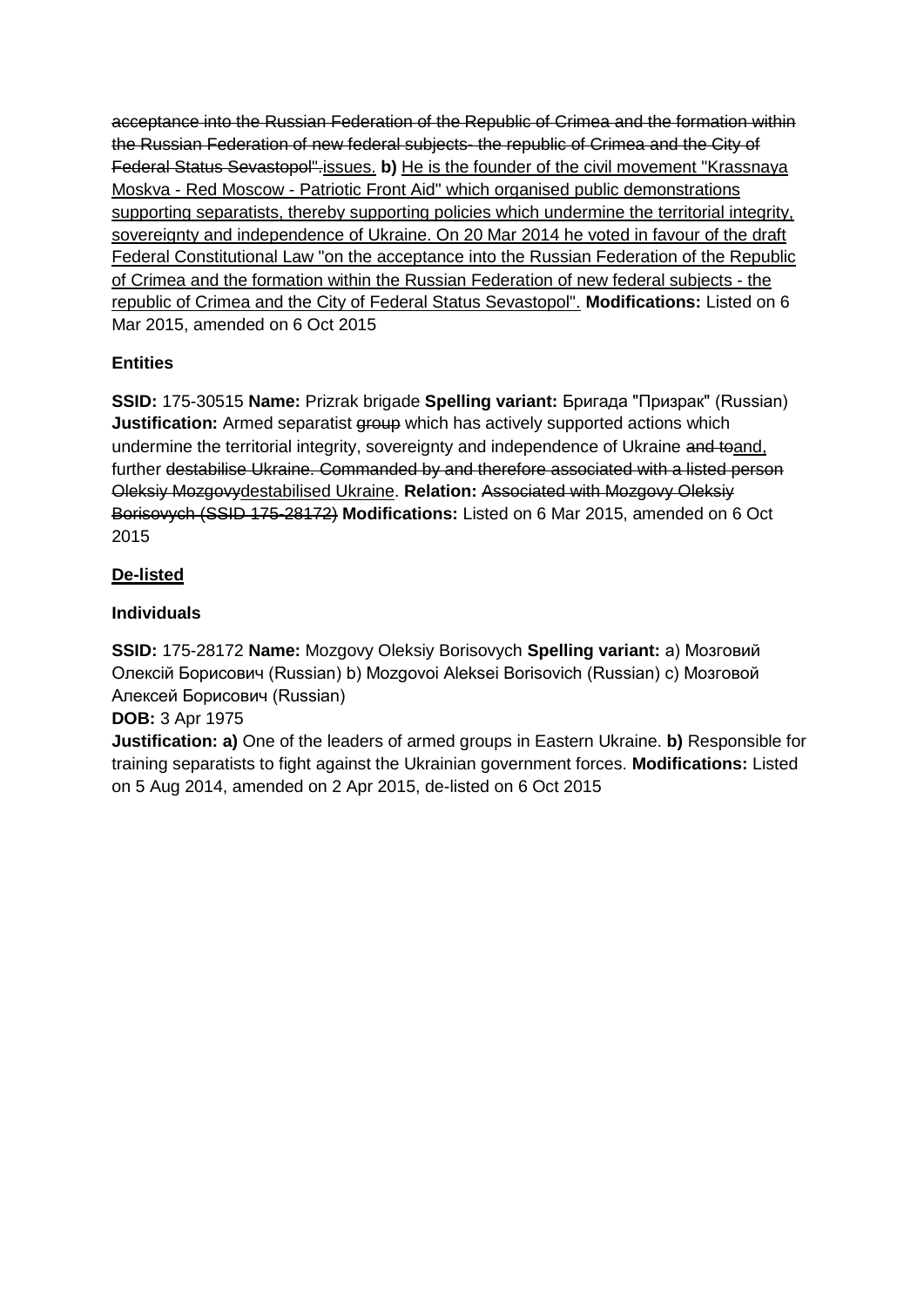~~acceptance into the Russian Federation of the Republic of Crimea and the formation within the Russian Federation of new federal subjects- the republic of Crimea and the City of Federal Status Sevastopol".~~<u>issues.</u> **b)** <u>He is the founder of the civil movement "Krassnaya Moskva - Red Moscow - Patriotic Front Aid" which organised public demonstrations supporting separatists, thereby supporting policies which undermine the territorial integrity, sovereignty and independence of Ukraine. On 20 Mar 2014 he voted in favour of the draft Federal Constitutional Law "on the acceptance into the Russian Federation of the Republic of Crimea and the formation within the Russian Federation of new federal subjects - the republic of Crimea and the City of Federal Status Sevastopol".</u> **Modifications:** Listed on 6 Mar 2015, amended on 6 Oct 2015

**Entities**

**SSID:** 175-30515 **Name:** Prizrak brigade **Spelling variant:** Бригада "Призрак" (Russian) **Justification:** Armed separatist ~~group~~ which has actively supported actions which undermine the territorial integrity, sovereignty and independence of Ukraine ~~and to~~<u>and,</u> further ~~destabilise Ukraine. Commanded by and therefore associated with a listed person Oleksiy Mozgovy~~<u>destabilised Ukraine</u>. **Relation:** ~~Associated with Mozgovy Oleksiy Borisovych (SSID 175-28172)~~ **Modifications:** Listed on 6 Mar 2015, amended on 6 Oct 2015

<u>**De-listed**</u>

**Individuals**

**SSID:** 175-28172 **Name:** Mozgovy Oleksiy Borisovych **Spelling variant:** a) Мозговий Олексій Борисович (Russian) b) Mozgovoi Aleksei Borisovich (Russian) c) Мозговой Алексей Борисович (Russian)
**DOB:** 3 Apr 1975
**Justification: a)** One of the leaders of armed groups in Eastern Ukraine. **b)** Responsible for training separatists to fight against the Ukrainian government forces. **Modifications:** Listed on 5 Aug 2014, amended on 2 Apr 2015, de-listed on 6 Oct 2015